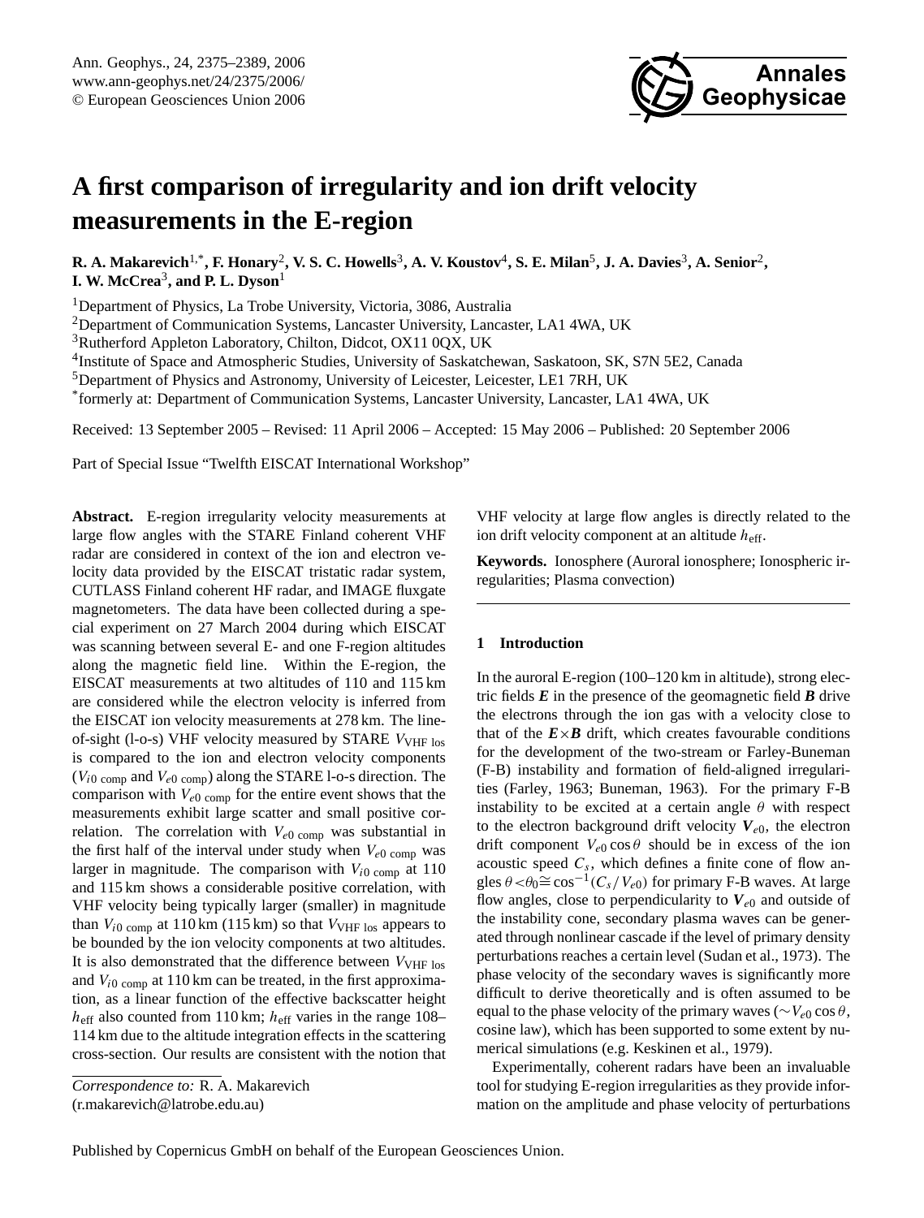# A first comparison of irregularity and ion drift velocity measurements in the E-region

**R. A. Makarevich[1,*], F. Honary[2], V. S. C. Howells[3], A. V. Koustov[4], S. E. Milan[5], J. A. Davies[3], A. Senior[2], I. W. McCrea[3], and P. L. Dyson[1]**

[1]Department of Physics, La Trobe University, Victoria, 3086, Australia

[2]Department of Communication Systems, Lancaster University, Lancaster, LA1 4WA, UK

[3]Rutherford Appleton Laboratory, Chilton, Didcot, OX11 0QX, UK

[4]Institute of Space and Atmospheric Studies, University of Saskatchewan, Saskatoon, SK, S7N 5E2, Canada

[5]Department of Physics and Astronomy, University of Leicester, Leicester, LE1 7RH, UK

[*]formerly at: Department of Communication Systems, Lancaster University, Lancaster, LA1 4WA, UK

Received: 13 September 2005 – Revised: 11 April 2006 – Accepted: 15 May 2006 – Published: 20 September 2006

Part of Special Issue "Twelfth EISCAT International Workshop"

**Abstract.** E-region irregularity velocity measurements at large flow angles with the STARE Finland coherent VHF radar are considered in context of the ion and electron velocity data provided by the EISCAT tristatic radar system, CUTLASS Finland coherent HF radar, and IMAGE fluxgate magnetometers. The data have been collected during a special experiment on 27 March 2004 during which EISCAT was scanning between several E- and one F-region altitudes along the magnetic field line. Within the E-region, the EISCAT measurements at two altitudes of 110 and 115 km are considered while the electron velocity is inferred from the EISCAT ion velocity measurements at 278 km. The line-of-sight (l-o-s) VHF velocity measured by STARE $V_{\mathrm{VHF\ los}}$ is compared to the ion and electron velocity components ($V_{i0\ \mathrm{comp}}$ and $V_{e0\ \mathrm{comp}}$) along the STARE l-o-s direction. The comparison with $V_{e0\ \mathrm{comp}}$ for the entire event shows that the measurements exhibit large scatter and small positive correlation. The correlation with $V_{e0\ \mathrm{comp}}$ was substantial in the first half of the interval under study when $V_{e0\ \mathrm{comp}}$ was larger in magnitude. The comparison with $V_{i0\ \mathrm{comp}}$ at 110 and 115 km shows a considerable positive correlation, with VHF velocity being typically larger (smaller) in magnitude than $V_{i0\ \mathrm{comp}}$ at 110 km (115 km) so that $V_{\mathrm{VHF\ los}}$ appears to be bounded by the ion velocity components at two altitudes. It is also demonstrated that the difference between $V_{\mathrm{VHF\ los}}$ and $V_{i0\ \mathrm{comp}}$ at 110 km can be treated, in the first approximation, as a linear function of the effective backscatter height $h_{\mathrm{eff}}$ also counted from 110 km; $h_{\mathrm{eff}}$ varies in the range 108–114 km due to the altitude integration effects in the scattering cross-section. Our results are consistent with the notion that VHF velocity at large flow angles is directly related to the ion drift velocity component at an altitude $h_{\mathrm{eff}}$.

**Keywords.** Ionosphere (Auroral ionosphere; Ionospheric irregularities; Plasma convection)

## 1 Introduction

In the auroral E-region (100–120 km in altitude), strong electric fields $\boldsymbol{E}$ in the presence of the geomagnetic field $\boldsymbol{B}$ drive the electrons through the ion gas with a velocity close to that of the $\boldsymbol{E}\times\boldsymbol{B}$ drift, which creates favourable conditions for the development of the two-stream or Farley-Buneman (F-B) instability and formation of field-aligned irregularities (Farley, 1963; Buneman, 1963). For the primary F-B instability to be excited at a certain angle $\theta$ with respect to the electron background drift velocity $\boldsymbol{V}_{e0}$, the electron drift component $V_{e0}\cos\theta$ should be in excess of the ion acoustic speed $C_s$, which defines a finite cone of flow angles $\theta<\theta_0\cong\cos^{-1}(C_s/V_{e0})$ for primary F-B waves. At large flow angles, close to perpendicularity to $\boldsymbol{V}_{e0}$ and outside of the instability cone, secondary plasma waves can be generated through nonlinear cascade if the level of primary density perturbations reaches a certain level (Sudan et al., 1973). The phase velocity of the secondary waves is significantly more difficult to derive theoretically and is often assumed to be equal to the phase velocity of the primary waves ($\sim V_{e0}\cos\theta$, cosine law), which has been supported to some extent by numerical simulations (e.g. Keskinen et al., 1979).

Experimentally, coherent radars have been an invaluable tool for studying E-region irregularities as they provide information on the amplitude and phase velocity of perturbations

*Correspondence to:* R. A. Makarevich
(r.makarevich@latrobe.edu.au)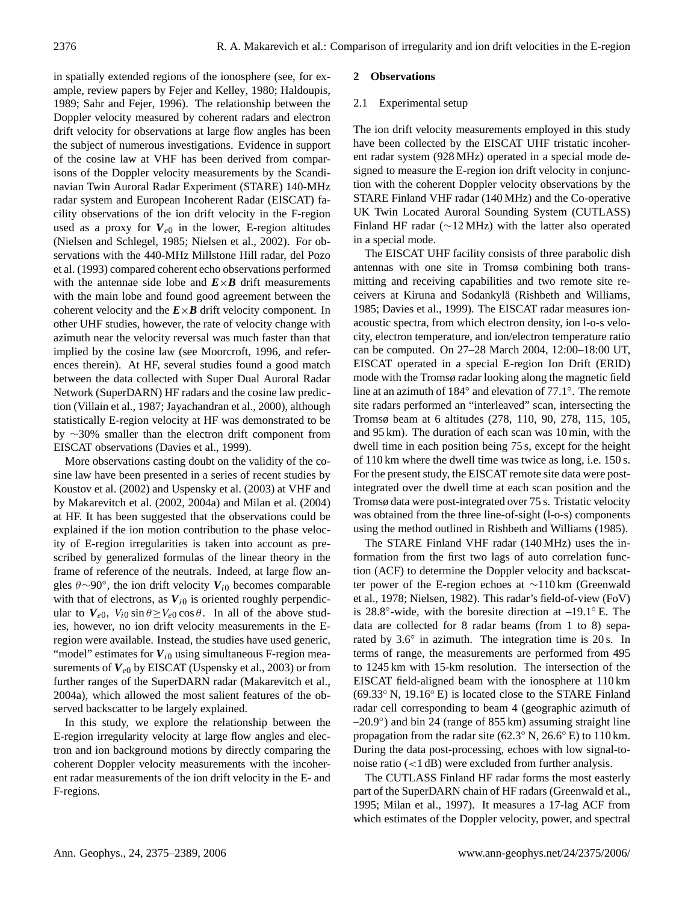in spatially extended regions of the ionosphere (see, for example, review papers by Fejer and Kelley, 1980; Haldoupis, 1989; Sahr and Fejer, 1996). The relationship between the Doppler velocity measured by coherent radars and electron drift velocity for observations at large flow angles has been the subject of numerous investigations. Evidence in support of the cosine law at VHF has been derived from comparisons of the Doppler velocity measurements by the Scandinavian Twin Auroral Radar Experiment (STARE) 140-MHz radar system and European Incoherent Radar (EISCAT) facility observations of the ion drift velocity in the F-region used as a proxy for $\boldsymbol{V}_{e0}$ in the lower, E-region altitudes (Nielsen and Schlegel, 1985; Nielsen et al., 2002). For observations with the 440-MHz Millstone Hill radar, del Pozo et al. (1993) compared coherent echo observations performed with the antennae side lobe and $\boldsymbol{E}\times\boldsymbol{B}$ drift measurements with the main lobe and found good agreement between the coherent velocity and the $\boldsymbol{E}\times\boldsymbol{B}$ drift velocity component. In other UHF studies, however, the rate of velocity change with azimuth near the velocity reversal was much faster than that implied by the cosine law (see Moorcroft, 1996, and references therein). At HF, several studies found a good match between the data collected with Super Dual Auroral Radar Network (SuperDARN) HF radars and the cosine law prediction (Villain et al., 1987; Jayachandran et al., 2000), although statistically E-region velocity at HF was demonstrated to be by ~30% smaller than the electron drift component from EISCAT observations (Davies et al., 1999).

More observations casting doubt on the validity of the cosine law have been presented in a series of recent studies by Koustov et al. (2002) and Uspensky et al. (2003) at VHF and by Makarevitch et al. (2002, 2004a) and Milan et al. (2004) at HF. It has been suggested that the observations could be explained if the ion motion contribution to the phase velocity of E-region irregularities is taken into account as prescribed by generalized formulas of the linear theory in the frame of reference of the neutrals. Indeed, at large flow angles $\theta\sim 90^\circ$, the ion drift velocity $\boldsymbol{V}_{i0}$ becomes comparable with that of electrons, as $\boldsymbol{V}_{i0}$ is oriented roughly perpendicular to $\boldsymbol{V}_{e0}$, $V_{i0}\sin\theta \geq V_{e0}\cos\theta$. In all of the above studies, however, no ion drift velocity measurements in the E-region were available. Instead, the studies have used generic, "model" estimates for $\boldsymbol{V}_{i0}$ using simultaneous F-region measurements of $\boldsymbol{V}_{e0}$ by EISCAT (Uspensky et al., 2003) or from further ranges of the SuperDARN radar (Makarevitch et al., 2004a), which allowed the most salient features of the observed backscatter to be largely explained.

In this study, we explore the relationship between the E-region irregularity velocity at large flow angles and electron and ion background motions by directly comparing the coherent radar Doppler velocity measurements with the incoherent radar measurements of the ion drift velocity in the E- and F-regions.

## 2 Observations

### 2.1 Experimental setup

The ion drift velocity measurements employed in this study have been collected by the EISCAT UHF tristatic incoherent radar system (928 MHz) operated in a special mode designed to measure the E-region ion drift velocity in conjunction with the coherent Doppler velocity observations by the STARE Finland VHF radar (140 MHz) and the Co-operative UK Twin Located Auroral Sounding System (CUTLASS) Finland HF radar (~12 MHz) with the latter also operated in a special mode.

The EISCAT UHF facility consists of three parabolic dish antennas with one site in Tromsø combining both transmitting and receiving capabilities and two remote site receivers at Kiruna and Sodankylä (Rishbeth and Williams, 1985; Davies et al., 1999). The EISCAT radar measures ion-acoustic spectra, from which electron density, ion l-o-s velocity, electron temperature, and ion/electron temperature ratio can be computed. On 27–28 March 2004, 12:00–18:00 UT, EISCAT operated in a special E-region Ion Drift (ERID) mode with the Tromsø radar looking along the magnetic field line at an azimuth of 184° and elevation of 77.1°. The remote site radars performed an "interleaved" scan, intersecting the Tromsø beam at 6 altitudes (278, 110, 90, 278, 115, 105, and 95 km). The duration of each scan was 10 min, with the dwell time in each position being 75 s, except for the height of 110 km where the dwell time was twice as long, i.e. 150 s. For the present study, the EISCAT remote site data were post-integrated over the dwell time at each scan position and the Tromsø data were post-integrated over 75 s. Tristatic velocity was obtained from the three line-of-sight (l-o-s) components using the method outlined in Rishbeth and Williams (1985).

The STARE Finland VHF radar (140 MHz) uses the information from the first two lags of auto correlation function (ACF) to determine the Doppler velocity and backscatter power of the E-region echoes at ~110 km (Greenwald et al., 1978; Nielsen, 1982). This radar's field-of-view (FoV) is 28.8°-wide, with the boresite direction at –19.1° E. The data are collected for 8 radar beams (from 1 to 8) separated by 3.6° in azimuth. The integration time is 20 s. In terms of range, the measurements are performed from 495 to 1245 km with 15-km resolution. The intersection of the EISCAT field-aligned beam with the ionosphere at 110 km (69.33° N, 19.16° E) is located close to the STARE Finland radar cell corresponding to beam 4 (geographic azimuth of –20.9°) and bin 24 (range of 855 km) assuming straight line propagation from the radar site (62.3° N, 26.6° E) to 110 km. During the data post-processing, echoes with low signal-to-noise ratio (<1 dB) were excluded from further analysis.

The CUTLASS Finland HF radar forms the most easterly part of the SuperDARN chain of HF radars (Greenwald et al., 1995; Milan et al., 1997). It measures a 17-lag ACF from which estimates of the Doppler velocity, power, and spectral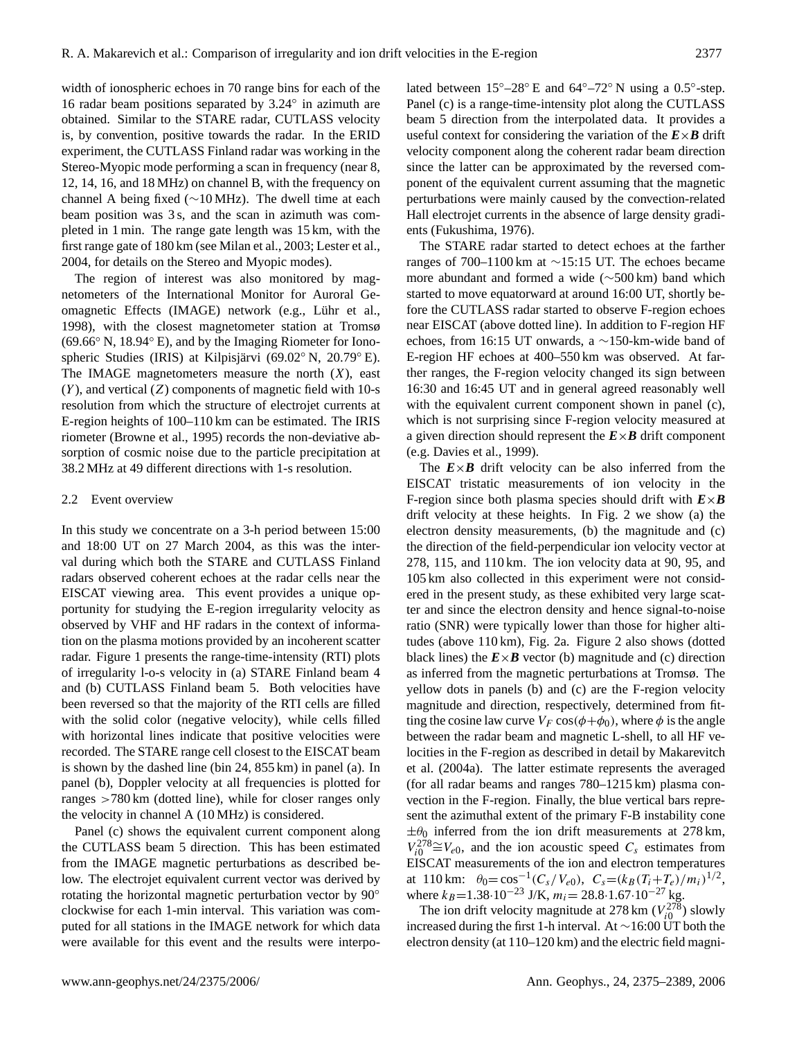width of ionospheric echoes in 70 range bins for each of the 16 radar beam positions separated by 3.24° in azimuth are obtained. Similar to the STARE radar, CUTLASS velocity is, by convention, positive towards the radar. In the ERID experiment, the CUTLASS Finland radar was working in the Stereo-Myopic mode performing a scan in frequency (near 8, 12, 14, 16, and 18 MHz) on channel B, with the frequency on channel A being fixed (∼10 MHz). The dwell time at each beam position was 3 s, and the scan in azimuth was completed in 1 min. The range gate length was 15 km, with the first range gate of 180 km (see Milan et al., 2003; Lester et al., 2004, for details on the Stereo and Myopic modes).

The region of interest was also monitored by magnetometers of the International Monitor for Auroral Geomagnetic Effects (IMAGE) network (e.g., Lühr et al., 1998), with the closest magnetometer station at Tromsø (69.66° N, 18.94° E), and by the Imaging Riometer for Ionospheric Studies (IRIS) at Kilpisjärvi (69.02° N, 20.79° E). The IMAGE magnetometers measure the north ($X$), east ($Y$), and vertical ($Z$) components of magnetic field with 10-s resolution from which the structure of electrojet currents at E-region heights of 100–110 km can be estimated. The IRIS riometer (Browne et al., 1995) records the non-deviative absorption of cosmic noise due to the particle precipitation at 38.2 MHz at 49 different directions with 1-s resolution.

### 2.2 Event overview

In this study we concentrate on a 3-h period between 15:00 and 18:00 UT on 27 March 2004, as this was the interval during which both the STARE and CUTLASS Finland radars observed coherent echoes at the radar cells near the EISCAT viewing area. This event provides a unique opportunity for studying the E-region irregularity velocity as observed by VHF and HF radars in the context of information on the plasma motions provided by an incoherent scatter radar. Figure 1 presents the range-time-intensity (RTI) plots of irregularity l-o-s velocity in (a) STARE Finland beam 4 and (b) CUTLASS Finland beam 5. Both velocities have been reversed so that the majority of the RTI cells are filled with the solid color (negative velocity), while cells filled with horizontal lines indicate that positive velocities were recorded. The STARE range cell closest to the EISCAT beam is shown by the dashed line (bin 24, 855 km) in panel (a). In panel (b), Doppler velocity at all frequencies is plotted for ranges >780 km (dotted line), while for closer ranges only the velocity in channel A (10 MHz) is considered.

Panel (c) shows the equivalent current component along the CUTLASS beam 5 direction. This has been estimated from the IMAGE magnetic perturbations as described below. The electrojet equivalent current vector was derived by rotating the horizontal magnetic perturbation vector by 90° clockwise for each 1-min interval. This variation was computed for all stations in the IMAGE network for which data were available for this event and the results were interpolated between 15°–28° E and 64°–72° N using a 0.5°-step. Panel (c) is a range-time-intensity plot along the CUTLASS beam 5 direction from the interpolated data. It provides a useful context for considering the variation of the $\boldsymbol{E}\times\boldsymbol{B}$ drift velocity component along the coherent radar beam direction since the latter can be approximated by the reversed component of the equivalent current assuming that the magnetic perturbations were mainly caused by the convection-related Hall electrojet currents in the absence of large density gradients (Fukushima, 1976).

The STARE radar started to detect echoes at the farther ranges of 700–1100 km at ∼15:15 UT. The echoes became more abundant and formed a wide (∼500 km) band which started to move equatorward at around 16:00 UT, shortly before the CUTLASS radar started to observe F-region echoes near EISCAT (above dotted line). In addition to F-region HF echoes, from 16:15 UT onwards, a ∼150-km-wide band of E-region HF echoes at 400–550 km was observed. At farther ranges, the F-region velocity changed its sign between 16:30 and 16:45 UT and in general agreed reasonably well with the equivalent current component shown in panel (c), which is not surprising since F-region velocity measured at a given direction should represent the $\boldsymbol{E}\times\boldsymbol{B}$ drift component (e.g. Davies et al., 1999).

The $\boldsymbol{E}\times\boldsymbol{B}$ drift velocity can be also inferred from the EISCAT tristatic measurements of ion velocity in the F-region since both plasma species should drift with $\boldsymbol{E}\times\boldsymbol{B}$ drift velocity at these heights. In Fig. 2 we show (a) the electron density measurements, (b) the magnitude and (c) the direction of the field-perpendicular ion velocity vector at 278, 115, and 110 km. The ion velocity data at 90, 95, and 105 km also collected in this experiment were not considered in the present study, as these exhibited very large scatter and since the electron density and hence signal-to-noise ratio (SNR) were typically lower than those for higher altitudes (above 110 km), Fig. 2a. Figure 2 also shows (dotted black lines) the $\boldsymbol{E}\times\boldsymbol{B}$ vector (b) magnitude and (c) direction as inferred from the magnetic perturbations at Tromsø. The yellow dots in panels (b) and (c) are the F-region velocity magnitude and direction, respectively, determined from fitting the cosine law curve $V_F\cos(\phi+\phi_0)$, where $\phi$ is the angle between the radar beam and magnetic L-shell, to all HF velocities in the F-region as described in detail by Makarevitch et al. (2004a). The latter estimate represents the averaged (for all radar beams and ranges 780–1215 km) plasma convection in the F-region. Finally, the blue vertical bars represent the azimuthal extent of the primary F-B instability cone $\pm\theta_0$ inferred from the ion drift measurements at 278 km, $V_{i0}^{278}\cong V_{e0}$, and the ion acoustic speed $C_s$ estimates from EISCAT measurements of the ion and electron temperatures at 110 km: $\theta_0=\cos^{-1}(C_s/V_{e0})$, $C_s=(k_B(T_i+T_e)/m_i)^{1/2}$, where $k_B=1.38\cdot10^{-23}$ J/K, $m_i=28.8\cdot1.67\cdot10^{-27}$ kg.

The ion drift velocity magnitude at 278 km ($V_{i0}^{278}$) slowly increased during the first 1-h interval. At ∼16:00 UT both the electron density (at 110–120 km) and the electric field magni-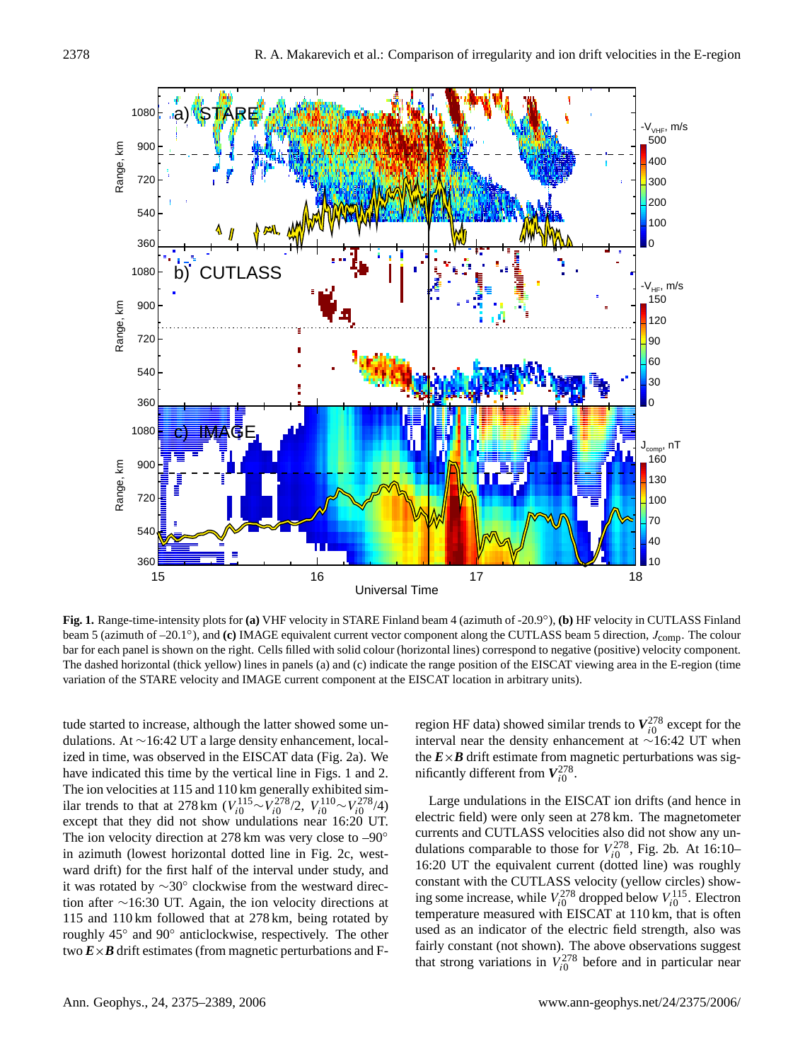**Fig. 1.** Range-time-intensity plots for **(a)** VHF velocity in STARE Finland beam 4 (azimuth of -20.9°), **(b)** HF velocity in CUTLASS Finland beam 5 (azimuth of –20.1°), and **(c)** IMAGE equivalent current vector component along the CUTLASS beam 5 direction, $J_{comp}$. The colour bar for each panel is shown on the right. Cells filled with solid colour (horizontal lines) correspond to negative (positive) velocity component. The dashed horizontal (thick yellow) lines in panels (a) and (c) indicate the range position of the EISCAT viewing area in the E-region (time variation of the STARE velocity and IMAGE current component at the EISCAT location in arbitrary units).

tude started to increase, although the latter showed some undulations. At ~16:42 UT a large density enhancement, localized in time, was observed in the EISCAT data (Fig. 2a). We have indicated this time by the vertical line in Figs. 1 and 2. The ion velocities at 115 and 110 km generally exhibited similar trends to that at 278 km ($V_{i0}^{115}$~$V_{i0}^{278}/2$, $V_{i0}^{110}$~$V_{i0}^{278}/4$) except that they did not show undulations near 16:20 UT. The ion velocity direction at 278 km was very close to –90° in azimuth (lowest horizontal dotted line in Fig. 2c, westward drift) for the first half of the interval under study, and it was rotated by ~30° clockwise from the westward direction after ~16:30 UT. Again, the ion velocity directions at 115 and 110 km followed that at 278 km, being rotated by roughly 45° and 90° anticlockwise, respectively. The other two $\boldsymbol{E}\times\boldsymbol{B}$ drift estimates (from magnetic perturbations and F-region HF data) showed similar trends to $\boldsymbol{V}_{i0}^{278}$ except for the interval near the density enhancement at ~16:42 UT when the $\boldsymbol{E}\times\boldsymbol{B}$ drift estimate from magnetic perturbations was significantly different from $\boldsymbol{V}_{i0}^{278}$.

Large undulations in the EISCAT ion drifts (and hence in electric field) were only seen at 278 km. The magnetometer currents and CUTLASS velocities also did not show any undulations comparable to those for $V_{i0}^{278}$, Fig. 2b. At 16:10–16:20 UT the equivalent current (dotted line) was roughly constant with the CUTLASS velocity (yellow circles) showing some increase, while $V_{i0}^{278}$ dropped below $V_{i0}^{115}$. Electron temperature measured with EISCAT at 110 km, that is often used as an indicator of the electric field strength, also was fairly constant (not shown). The above observations suggest that strong variations in $V_{i0}^{278}$ before and in particular near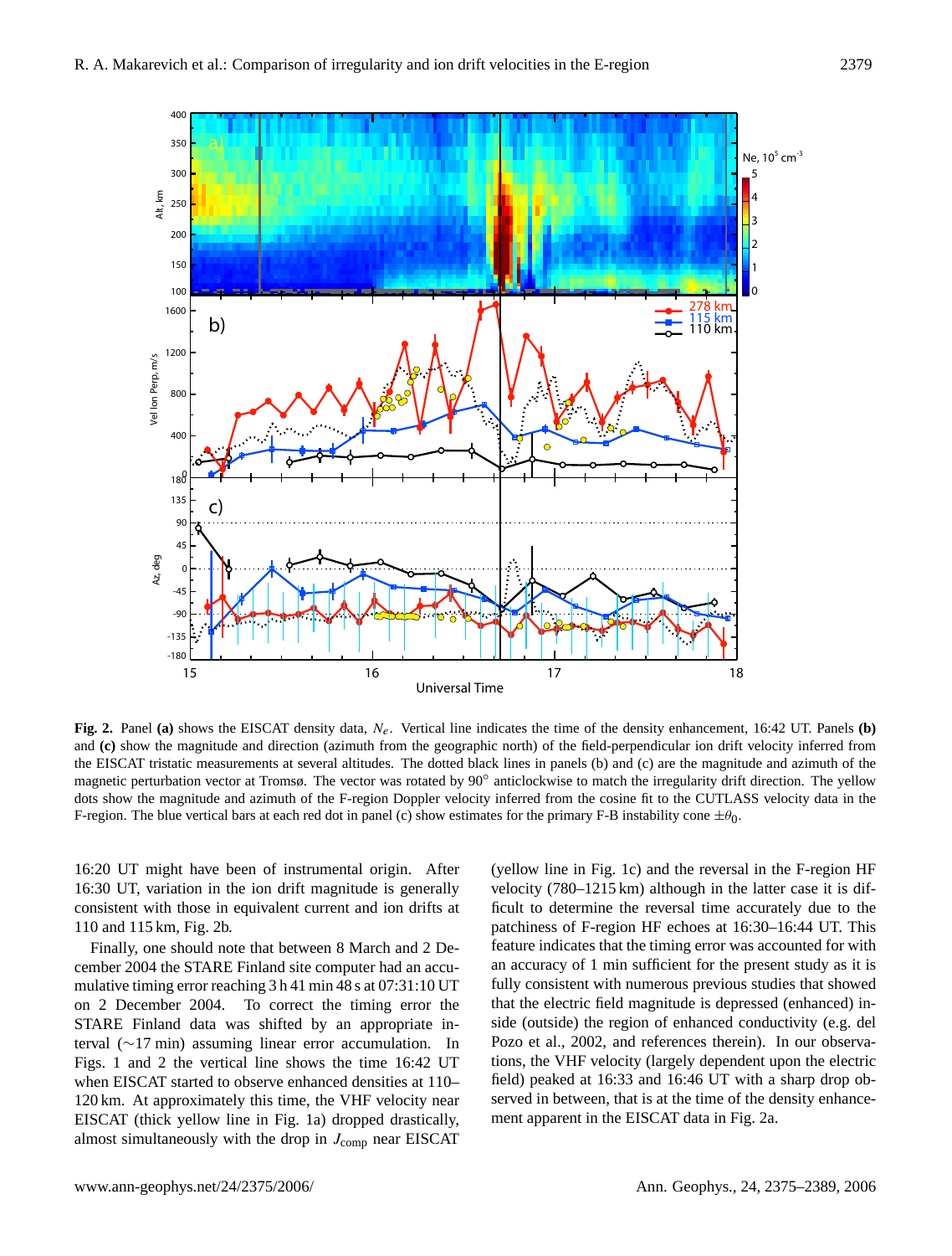**Fig. 2.** Panel **(a)** shows the EISCAT density data, $N_e$. Vertical line indicates the time of the density enhancement, 16:42 UT. Panels **(b)** and **(c)** show the magnitude and direction (azimuth from the geographic north) of the field-perpendicular ion drift velocity inferred from the EISCAT tristatic measurements at several altitudes. The dotted black lines in panels (b) and (c) are the magnitude and azimuth of the magnetic perturbation vector at Tromsø. The vector was rotated by 90° anticlockwise to match the irregularity drift direction. The yellow dots show the magnitude and azimuth of the F-region Doppler velocity inferred from the cosine fit to the CUTLASS velocity data in the F-region. The blue vertical bars at each red dot in panel (c) show estimates for the primary F-B instability cone $\pm\theta_0$.

16:20 UT might have been of instrumental origin. After 16:30 UT, variation in the ion drift magnitude is generally consistent with those in equivalent current and ion drifts at 110 and 115 km, Fig. 2b.

Finally, one should note that between 8 March and 2 December 2004 the STARE Finland site computer had an accumulative timing error reaching 3 h 41 min 48 s at 07:31:10 UT on 2 December 2004. To correct the timing error the STARE Finland data was shifted by an appropriate interval (∼17 min) assuming linear error accumulation. In Figs. 1 and 2 the vertical line shows the time 16:42 UT when EISCAT started to observe enhanced densities at 110–120 km. At approximately this time, the VHF velocity near EISCAT (thick yellow line in Fig. 1a) dropped drastically, almost simultaneously with the drop in $J_{\mathrm{comp}}$ near EISCAT (yellow line in Fig. 1c) and the reversal in the F-region HF velocity (780–1215 km) although in the latter case it is difficult to determine the reversal time accurately due to the patchiness of F-region HF echoes at 16:30–16:44 UT. This feature indicates that the timing error was accounted for with an accuracy of 1 min sufficient for the present study as it is fully consistent with numerous previous studies that showed that the electric field magnitude is depressed (enhanced) inside (outside) the region of enhanced conductivity (e.g. del Pozo et al., 2002, and references therein). In our observations, the VHF velocity (largely dependent upon the electric field) peaked at 16:33 and 16:46 UT with a sharp drop observed in between, that is at the time of the density enhancement apparent in the EISCAT data in Fig. 2a.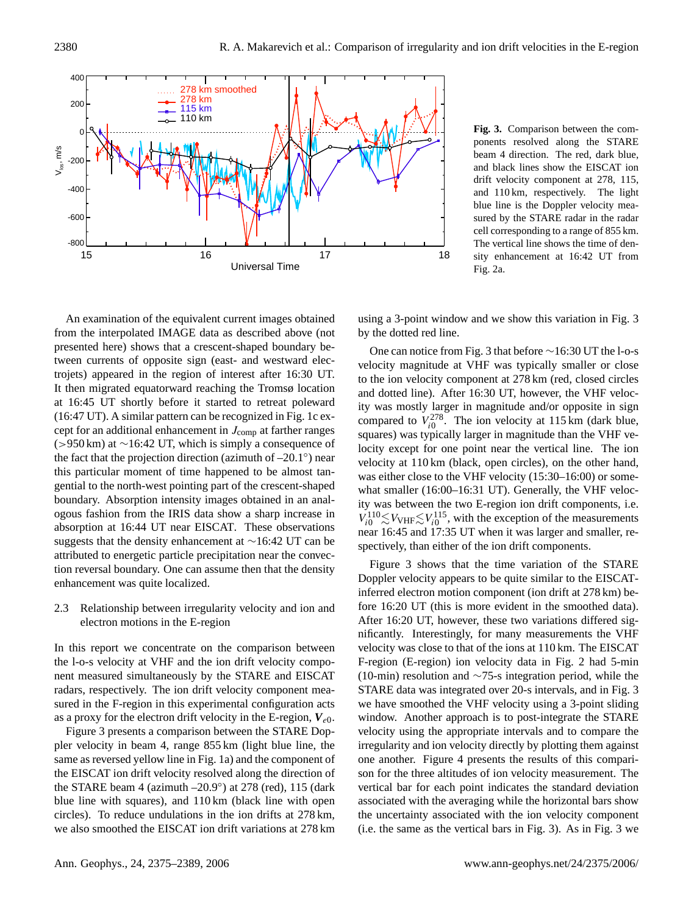**Fig. 3.** Comparison between the components resolved along the STARE beam 4 direction. The red, dark blue, and black lines show the EISCAT ion drift velocity component at 278, 115, and 110 km, respectively. The light blue line is the Doppler velocity measured by the STARE radar in the radar cell corresponding to a range of 855 km. The vertical line shows the time of density enhancement at 16:42 UT from Fig. 2a.

An examination of the equivalent current images obtained from the interpolated IMAGE data as described above (not presented here) shows that a crescent-shaped boundary between currents of opposite sign (east- and westward electrojets) appeared in the region of interest after 16:30 UT. It then migrated equatorward reaching the Tromsø location at 16:45 UT shortly before it started to retreat poleward (16:47 UT). A similar pattern can be recognized in Fig. 1c except for an additional enhancement in $J_{\text{comp}}$ at farther ranges (>950 km) at ∼16:42 UT, which is simply a consequence of the fact that the projection direction (azimuth of –20.1°) near this particular moment of time happened to be almost tangential to the north-west pointing part of the crescent-shaped boundary. Absorption intensity images obtained in an analogous fashion from the IRIS data show a sharp increase in absorption at 16:44 UT near EISCAT. These observations suggests that the density enhancement at ∼16:42 UT can be attributed to energetic particle precipitation near the convection reversal boundary. One can assume then that the density enhancement was quite localized.

### 2.3 Relationship between irregularity velocity and ion and electron motions in the E-region

In this report we concentrate on the comparison between the l-o-s velocity at VHF and the ion drift velocity component measured simultaneously by the STARE and EISCAT radars, respectively. The ion drift velocity component measured in the F-region in this experimental configuration acts as a proxy for the electron drift velocity in the E-region, $\boldsymbol{V}_{e0}$.

Figure 3 presents a comparison between the STARE Doppler velocity in beam 4, range 855 km (light blue line, the same as reversed yellow line in Fig. 1a) and the component of the EISCAT ion drift velocity resolved along the direction of the STARE beam 4 (azimuth –20.9°) at 278 (red), 115 (dark blue line with squares), and 110 km (black line with open circles). To reduce undulations in the ion drifts at 278 km, we also smoothed the EISCAT ion drift variations at 278 km using a 3-point window and we show this variation in Fig. 3 by the dotted red line.

One can notice from Fig. 3 that before ∼16:30 UT the l-o-s velocity magnitude at VHF was typically smaller or close to the ion velocity component at 278 km (red, closed circles and dotted line). After 16:30 UT, however, the VHF velocity was mostly larger in magnitude and/or opposite in sign compared to $V_{i0}^{278}$. The ion velocity at 115 km (dark blue, squares) was typically larger in magnitude than the VHF velocity except for one point near the vertical line. The ion velocity at 110 km (black, open circles), on the other hand, was either close to the VHF velocity (15:30–16:00) or somewhat smaller (16:00–16:31 UT). Generally, the VHF velocity was between the two E-region ion drift components, i.e. $V_{i0}^{110} \lesssim V_{\text{VHF}} \lesssim V_{i0}^{115}$, with the exception of the measurements near 16:45 and 17:35 UT when it was larger and smaller, respectively, than either of the ion drift components.

Figure 3 shows that the time variation of the STARE Doppler velocity appears to be quite similar to the EISCAT-inferred electron motion component (ion drift at 278 km) before 16:20 UT (this is more evident in the smoothed data). After 16:20 UT, however, these two variations differed significantly. Interestingly, for many measurements the VHF velocity was close to that of the ions at 110 km. The EISCAT F-region (E-region) ion velocity data in Fig. 2 had 5-min (10-min) resolution and ∼75-s integration period, while the STARE data was integrated over 20-s intervals, and in Fig. 3 we have smoothed the VHF velocity using a 3-point sliding window. Another approach is to post-integrate the STARE velocity using the appropriate intervals and to compare the irregularity and ion velocity directly by plotting them against one another. Figure 4 presents the results of this comparison for the three altitudes of ion velocity measurement. The vertical bar for each point indicates the standard deviation associated with the averaging while the horizontal bars show the uncertainty associated with the ion velocity component (i.e. the same as the vertical bars in Fig. 3). As in Fig. 3 we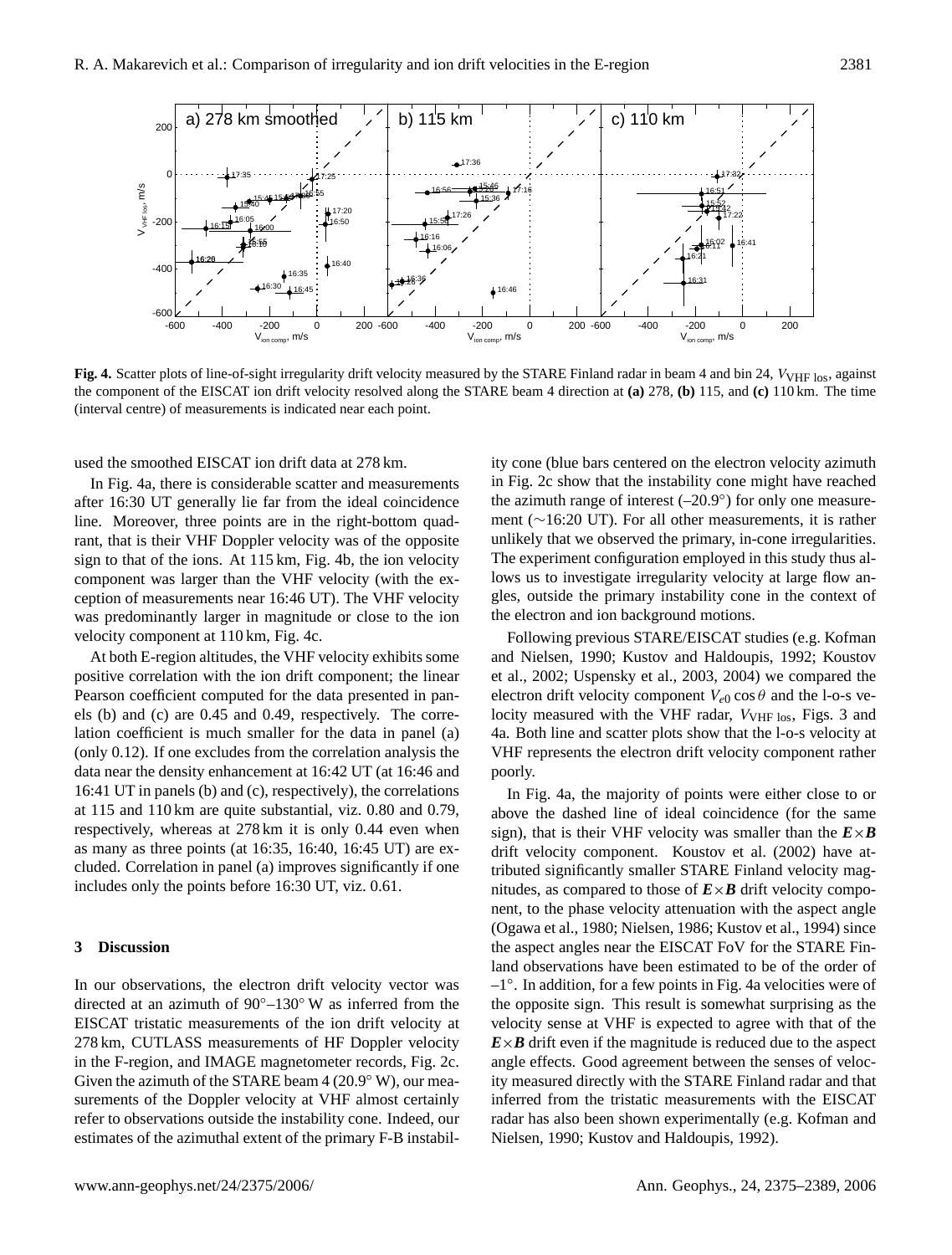**Fig. 4.** Scatter plots of line-of-sight irregularity drift velocity measured by the STARE Finland radar in beam 4 and bin 24, $V_{\mathrm{VHF\ los}}$, against the component of the EISCAT ion drift velocity resolved along the STARE beam 4 direction at **(a)** 278, **(b)** 115, and **(c)** 110 km. The time (interval centre) of measurements is indicated near each point.

used the smoothed EISCAT ion drift data at 278 km.

In Fig. 4a, there is considerable scatter and measurements after 16:30 UT generally lie far from the ideal coincidence line. Moreover, three points are in the right-bottom quadrant, that is their VHF Doppler velocity was of the opposite sign to that of the ions. At 115 km, Fig. 4b, the ion velocity component was larger than the VHF velocity (with the exception of measurements near 16:46 UT). The VHF velocity was predominantly larger in magnitude or close to the ion velocity component at 110 km, Fig. 4c.

At both E-region altitudes, the VHF velocity exhibits some positive correlation with the ion drift component; the linear Pearson coefficient computed for the data presented in panels (b) and (c) are 0.45 and 0.49, respectively. The correlation coefficient is much smaller for the data in panel (a) (only 0.12). If one excludes from the correlation analysis the data near the density enhancement at 16:42 UT (at 16:46 and 16:41 UT in panels (b) and (c), respectively), the correlations at 115 and 110 km are quite substantial, viz. 0.80 and 0.79, respectively, whereas at 278 km it is only 0.44 even when as many as three points (at 16:35, 16:40, 16:45 UT) are excluded. Correlation in panel (a) improves significantly if one includes only the points before 16:30 UT, viz. 0.61.

## 3 Discussion

In our observations, the electron drift velocity vector was directed at an azimuth of 90°–130° W as inferred from the EISCAT tristatic measurements of the ion drift velocity at 278 km, CUTLASS measurements of HF Doppler velocity in the F-region, and IMAGE magnetometer records, Fig. 2c. Given the azimuth of the STARE beam 4 (20.9° W), our measurements of the Doppler velocity at VHF almost certainly refer to observations outside the instability cone. Indeed, our estimates of the azimuthal extent of the primary F-B instability cone (blue bars centered on the electron velocity azimuth in Fig. 2c show that the instability cone might have reached the azimuth range of interest (–20.9°) for only one measurement (~16:20 UT). For all other measurements, it is rather unlikely that we observed the primary, in-cone irregularities. The experiment configuration employed in this study thus allows us to investigate irregularity velocity at large flow angles, outside the primary instability cone in the context of the electron and ion background motions.

Following previous STARE/EISCAT studies (e.g. Kofman and Nielsen, 1990; Kustov and Haldoupis, 1992; Koustov et al., 2002; Uspensky et al., 2003, 2004) we compared the electron drift velocity component $V_{e0}\cos\theta$ and the l-o-s velocity measured with the VHF radar, $V_{\mathrm{VHF\ los}}$, Figs. 3 and 4a. Both line and scatter plots show that the l-o-s velocity at VHF represents the electron drift velocity component rather poorly.

In Fig. 4a, the majority of points were either close to or above the dashed line of ideal coincidence (for the same sign), that is their VHF velocity was smaller than the $\boldsymbol{E}\times\boldsymbol{B}$ drift velocity component. Koustov et al. (2002) have attributed significantly smaller STARE Finland velocity magnitudes, as compared to those of $\boldsymbol{E}\times\boldsymbol{B}$ drift velocity component, to the phase velocity attenuation with the aspect angle (Ogawa et al., 1980; Nielsen, 1986; Kustov et al., 1994) since the aspect angles near the EISCAT FoV for the STARE Finland observations have been estimated to be of the order of –1°. In addition, for a few points in Fig. 4a velocities were of the opposite sign. This result is somewhat surprising as the velocity sense at VHF is expected to agree with that of the $\boldsymbol{E}\times\boldsymbol{B}$ drift even if the magnitude is reduced due to the aspect angle effects. Good agreement between the senses of velocity measured directly with the STARE Finland radar and that inferred from the tristatic measurements with the EISCAT radar has also been shown experimentally (e.g. Kofman and Nielsen, 1990; Kustov and Haldoupis, 1992).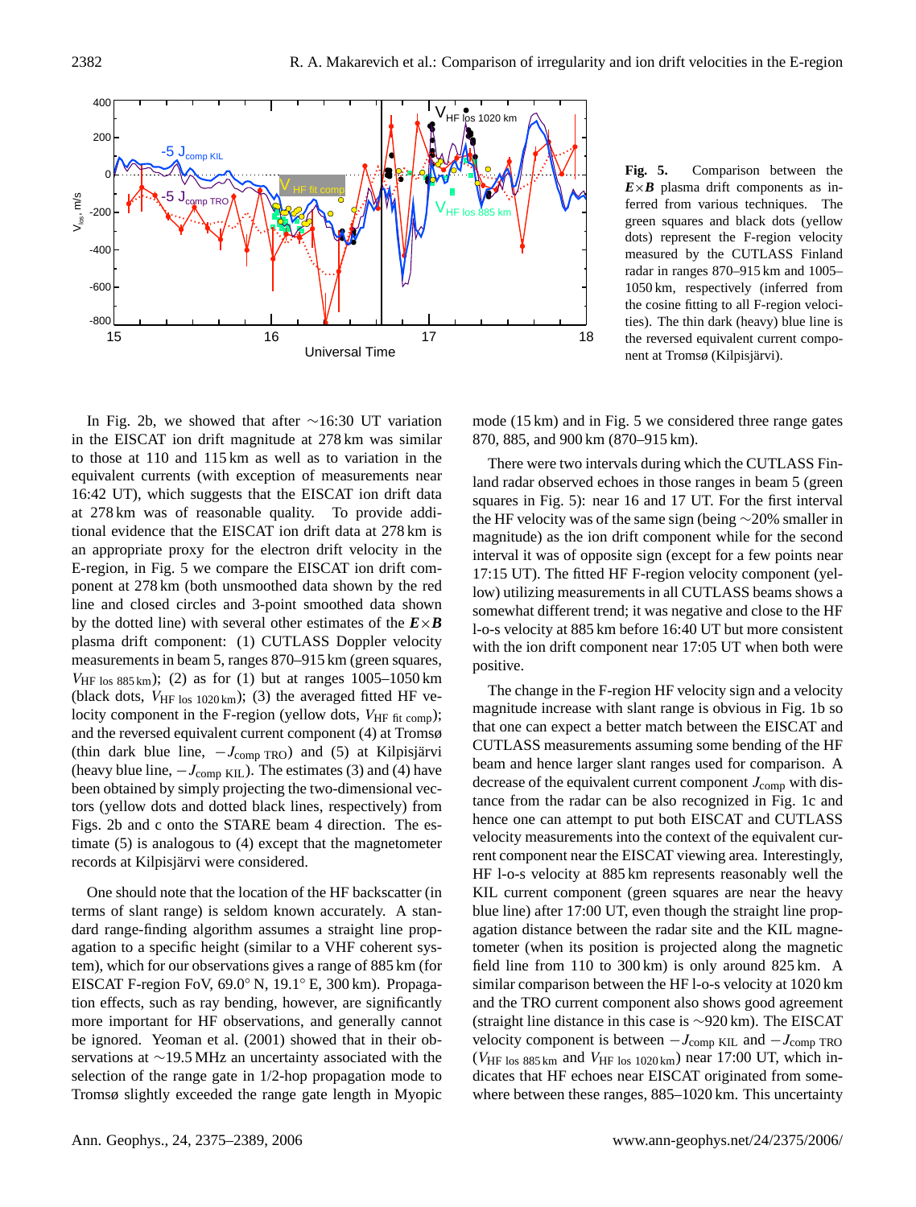**Fig. 5.** Comparison between the $\boldsymbol{E}\times\boldsymbol{B}$ plasma drift components as inferred from various techniques. The green squares and black dots (yellow dots) represent the F-region velocity measured by the CUTLASS Finland radar in ranges 870–915 km and 1005–1050 km, respectively (inferred from the cosine fitting to all F-region velocities). The thin dark (heavy) blue line is the reversed equivalent current component at Tromsø (Kilpisjärvi).

In Fig. 2b, we showed that after ~16:30 UT variation in the EISCAT ion drift magnitude at 278 km was similar to those at 110 and 115 km as well as to variation in the equivalent currents (with exception of measurements near 16:42 UT), which suggests that the EISCAT ion drift data at 278 km was of reasonable quality. To provide additional evidence that the EISCAT ion drift data at 278 km is an appropriate proxy for the electron drift velocity in the E-region, in Fig. 5 we compare the EISCAT ion drift component at 278 km (both unsmoothed data shown by the red line and closed circles and 3-point smoothed data shown by the dotted line) with several other estimates of the $\boldsymbol{E}\times\boldsymbol{B}$ plasma drift component: (1) CUTLASS Doppler velocity measurements in beam 5, ranges 870–915 km (green squares, $V_{\mathrm{HF\ los\ 885\,km}}$); (2) as for (1) but at ranges 1005–1050 km (black dots, $V_{\mathrm{HF\ los\ 1020\,km}}$); (3) the averaged fitted HF velocity component in the F-region (yellow dots, $V_{\mathrm{HF\ fit\ comp}}$); and the reversed equivalent current component (4) at Tromsø (thin dark blue line, $-J_{\mathrm{comp\ TRO}}$) and (5) at Kilpisjärvi (heavy blue line, $-J_{\mathrm{comp\ KIL}}$). The estimates (3) and (4) have been obtained by simply projecting the two-dimensional vectors (yellow dots and dotted black lines, respectively) from Figs. 2b and c onto the STARE beam 4 direction. The estimate (5) is analogous to (4) except that the magnetometer records at Kilpisjärvi were considered.

One should note that the location of the HF backscatter (in terms of slant range) is seldom known accurately. A standard range-finding algorithm assumes a straight line propagation to a specific height (similar to a VHF coherent system), which for our observations gives a range of 885 km (for EISCAT F-region FoV, 69.0° N, 19.1° E, 300 km). Propagation effects, such as ray bending, however, are significantly more important for HF observations, and generally cannot be ignored. Yeoman et al. (2001) showed that in their observations at ~19.5 MHz an uncertainty associated with the selection of the range gate in 1/2-hop propagation mode to Tromsø slightly exceeded the range gate length in Myopic mode (15 km) and in Fig. 5 we considered three range gates 870, 885, and 900 km (870–915 km).

There were two intervals during which the CUTLASS Finland radar observed echoes in those ranges in beam 5 (green squares in Fig. 5): near 16 and 17 UT. For the first interval the HF velocity was of the same sign (being ~20% smaller in magnitude) as the ion drift component while for the second interval it was of opposite sign (except for a few points near 17:15 UT). The fitted HF F-region velocity component (yellow) utilizing measurements in all CUTLASS beams shows a somewhat different trend; it was negative and close to the HF l-o-s velocity at 885 km before 16:40 UT but more consistent with the ion drift component near 17:05 UT when both were positive.

The change in the F-region HF velocity sign and a velocity magnitude increase with slant range is obvious in Fig. 1b so that one can expect a better match between the EISCAT and CUTLASS measurements assuming some bending of the HF beam and hence larger slant ranges used for comparison. A decrease of the equivalent current component $J_{\mathrm{comp}}$ with distance from the radar can be also recognized in Fig. 1c and hence one can attempt to put both EISCAT and CUTLASS velocity measurements into the context of the equivalent current component near the EISCAT viewing area. Interestingly, HF l-o-s velocity at 885 km represents reasonably well the KIL current component (green squares are near the heavy blue line) after 17:00 UT, even though the straight line propagation distance between the radar site and the KIL magnetometer (when its position is projected along the magnetic field line from 110 to 300 km) is only around 825 km. A similar comparison between the HF l-o-s velocity at 1020 km and the TRO current component also shows good agreement (straight line distance in this case is ~920 km). The EISCAT velocity component is between $-J_{\mathrm{comp\ KIL}}$ and $-J_{\mathrm{comp\ TRO}}$ ($V_{\mathrm{HF\ los\ 885\,km}}$ and $V_{\mathrm{HF\ los\ 1020\,km}}$) near 17:00 UT, which indicates that HF echoes near EISCAT originated from somewhere between these ranges, 885–1020 km. This uncertainty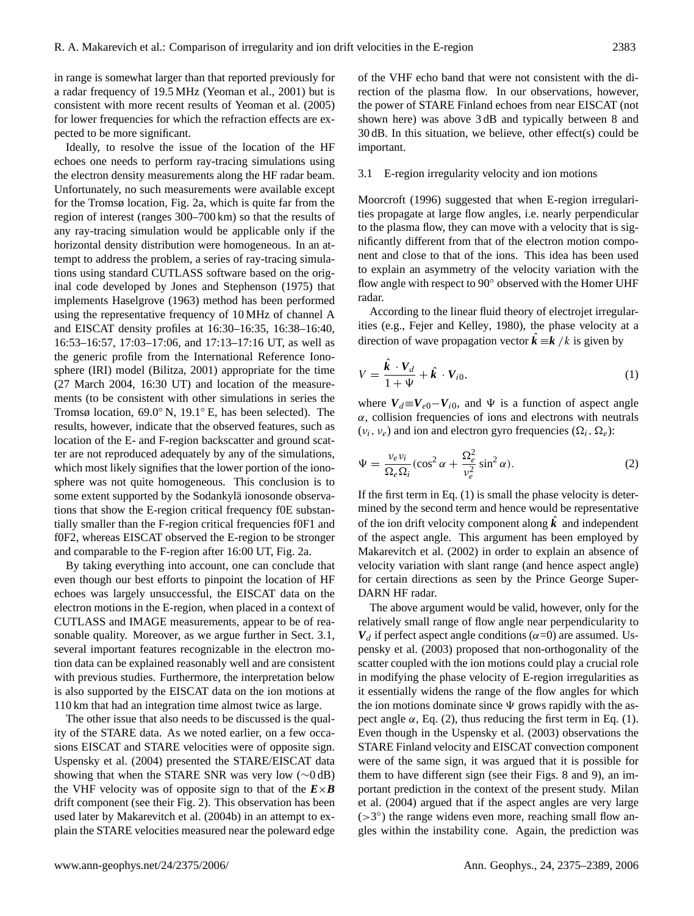in range is somewhat larger than that reported previously for a radar frequency of 19.5 MHz (Yeoman et al., 2001) but is consistent with more recent results of Yeoman et al. (2005) for lower frequencies for which the refraction effects are expected to be more significant.

Ideally, to resolve the issue of the location of the HF echoes one needs to perform ray-tracing simulations using the electron density measurements along the HF radar beam. Unfortunately, no such measurements were available except for the Tromsø location, Fig. 2a, which is quite far from the region of interest (ranges 300–700 km) so that the results of any ray-tracing simulation would be applicable only if the horizontal density distribution were homogeneous. In an attempt to address the problem, a series of ray-tracing simulations using standard CUTLASS software based on the original code developed by Jones and Stephenson (1975) that implements Haselgrove (1963) method has been performed using the representative frequency of 10 MHz of channel A and EISCAT density profiles at 16:30–16:35, 16:38–16:40, 16:53–16:57, 17:03–17:06, and 17:13–17:16 UT, as well as the generic profile from the International Reference Ionosphere (IRI) model (Bilitza, 2001) appropriate for the time (27 March 2004, 16:30 UT) and location of the measurements (to be consistent with other simulations in the series the Tromsø location, 69.0° N, 19.1° E, has been selected). The results, however, indicate that the observed features, such as location of the E- and F-region backscatter and ground scatter are not reproduced adequately by any of the simulations, which most likely signifies that the lower portion of the ionosphere was not quite homogeneous. This conclusion is to some extent supported by the Sodankylä ionosonde observations that show the E-region critical frequency f0E substantially smaller than the F-region critical frequencies f0F1 and f0F2, whereas EISCAT observed the E-region to be stronger and comparable to the F-region after 16:00 UT, Fig. 2a.

By taking everything into account, one can conclude that even though our best efforts to pinpoint the location of HF echoes was largely unsuccessful, the EISCAT data on the electron motions in the E-region, when placed in a context of CUTLASS and IMAGE measurements, appear to be of reasonable quality. Moreover, as we argue further in Sect. 3.1, several important features recognizable in the electron motion data can be explained reasonably well and are consistent with previous studies. Furthermore, the interpretation below is also supported by the EISCAT data on the ion motions at 110 km that had an integration time almost twice as large.

The other issue that also needs to be discussed is the quality of the STARE data. As we noted earlier, on a few occasions EISCAT and STARE velocities were of opposite sign. Uspensky et al. (2004) presented the STARE/EISCAT data showing that when the STARE SNR was very low (∼0 dB) the VHF velocity was of opposite sign to that of the $\boldsymbol{E}\times\boldsymbol{B}$ drift component (see their Fig. 2). This observation has been used later by Makarevitch et al. (2004b) in an attempt to explain the STARE velocities measured near the poleward edge of the VHF echo band that were not consistent with the direction of the plasma flow. In our observations, however, the power of STARE Finland echoes from near EISCAT (not shown here) was above 3 dB and typically between 8 and 30 dB. In this situation, we believe, other effect(s) could be important.

### 3.1 E-region irregularity velocity and ion motions

Moorcroft (1996) suggested that when E-region irregularities propagate at large flow angles, i.e. nearly perpendicular to the plasma flow, they can move with a velocity that is significantly different from that of the electron motion component and close to that of the ions. This idea has been used to explain an asymmetry of the velocity variation with the flow angle with respect to 90° observed with the Homer UHF radar.

According to the linear fluid theory of electrojet irregularities (e.g., Fejer and Kelley, 1980), the phase velocity at a direction of wave propagation vector $\hat{\boldsymbol{k}}\equiv\boldsymbol{k}/k$ is given by

$$V=\frac{\hat{\boldsymbol{k}}\cdot\boldsymbol{V}_d}{1+\Psi}+\hat{\boldsymbol{k}}\cdot\boldsymbol{V}_{i0},\tag{1}$$

where $\boldsymbol{V}_d\equiv\boldsymbol{V}_{e0}-\boldsymbol{V}_{i0}$, and $\Psi$ is a function of aspect angle $\alpha$, collision frequencies of ions and electrons with neutrals ($\nu_i$, $\nu_e$) and ion and electron gyro frequencies ($\Omega_i$, $\Omega_e$):

$$\Psi=\frac{\nu_e\nu_i}{\Omega_e\Omega_i}(\cos^2\alpha+\frac{\Omega_e^2}{\nu_e^2}\sin^2\alpha).\tag{2}$$

If the first term in Eq. (1) is small the phase velocity is determined by the second term and hence would be representative of the ion drift velocity component along $\hat{\boldsymbol{k}}$ and independent of the aspect angle. This argument has been employed by Makarevitch et al. (2002) in order to explain an absence of velocity variation with slant range (and hence aspect angle) for certain directions as seen by the Prince George SuperDARN HF radar.

The above argument would be valid, however, only for the relatively small range of flow angle near perpendicularity to $\boldsymbol{V}_d$ if perfect aspect angle conditions ($\alpha$=0) are assumed. Uspensky et al. (2003) proposed that non-orthogonality of the scatter coupled with the ion motions could play a crucial role in modifying the phase velocity of E-region irregularities as it essentially widens the range of the flow angles for which the ion motions dominate since $\Psi$ grows rapidly with the aspect angle $\alpha$, Eq. (2), thus reducing the first term in Eq. (1). Even though in the Uspensky et al. (2003) observations the STARE Finland velocity and EISCAT convection component were of the same sign, it was argued that it is possible for them to have different sign (see their Figs. 8 and 9), an important prediction in the context of the present study. Milan et al. (2004) argued that if the aspect angles are very large (>3°) the range widens even more, reaching small flow angles within the instability cone. Again, the prediction was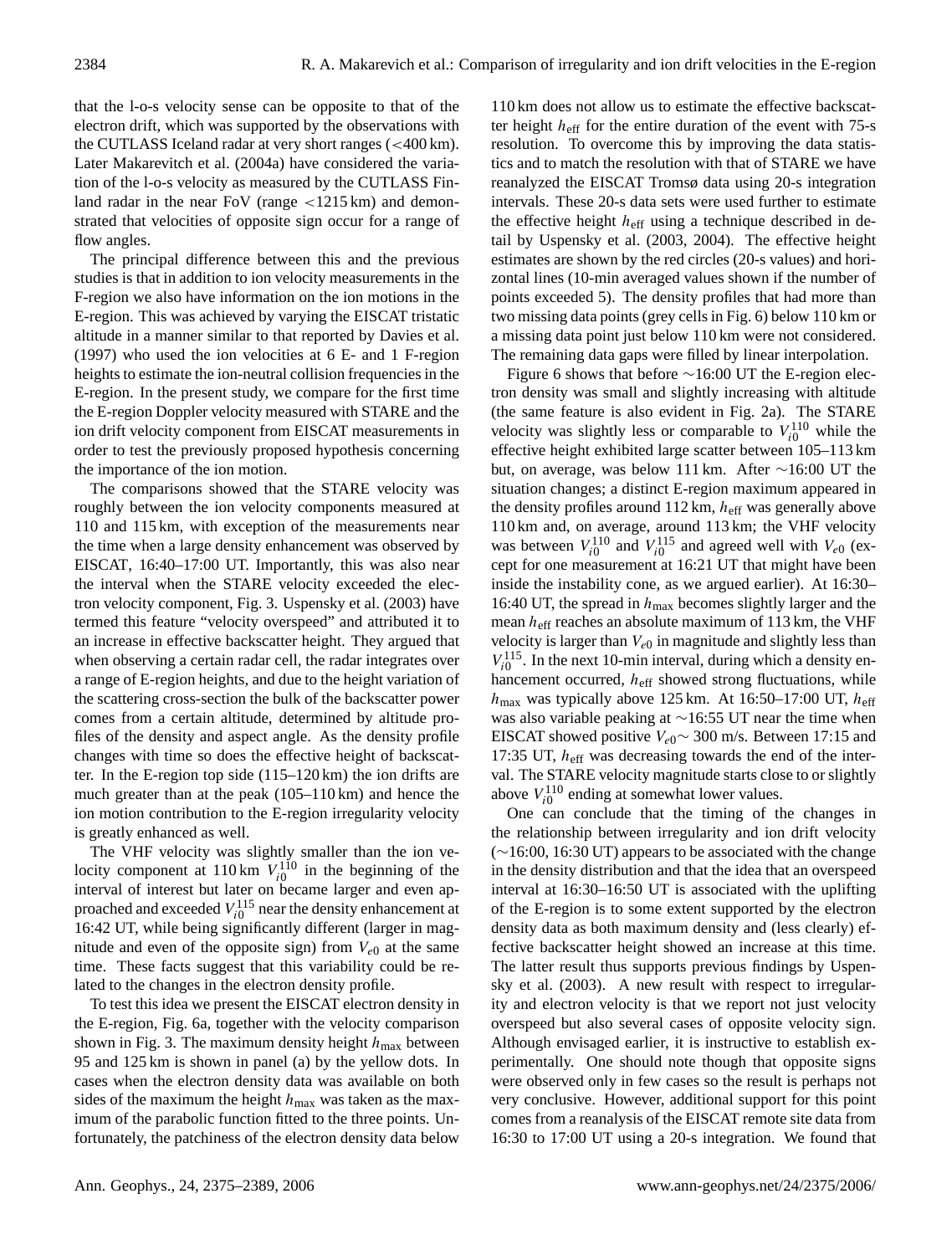that the l-o-s velocity sense can be opposite to that of the electron drift, which was supported by the observations with the CUTLASS Iceland radar at very short ranges (<400 km). Later Makarevitch et al. (2004a) have considered the variation of the l-o-s velocity as measured by the CUTLASS Finland radar in the near FoV (range <1215 km) and demonstrated that velocities of opposite sign occur for a range of flow angles.

The principal difference between this and the previous studies is that in addition to ion velocity measurements in the F-region we also have information on the ion motions in the E-region. This was achieved by varying the EISCAT tristatic altitude in a manner similar to that reported by Davies et al. (1997) who used the ion velocities at 6 E- and 1 F-region heights to estimate the ion-neutral collision frequencies in the E-region. In the present study, we compare for the first time the E-region Doppler velocity measured with STARE and the ion drift velocity component from EISCAT measurements in order to test the previously proposed hypothesis concerning the importance of the ion motion.

The comparisons showed that the STARE velocity was roughly between the ion velocity components measured at 110 and 115 km, with exception of the measurements near the time when a large density enhancement was observed by EISCAT, 16:40–17:00 UT. Importantly, this was also near the interval when the STARE velocity exceeded the electron velocity component, Fig. 3. Uspensky et al. (2003) have termed this feature "velocity overspeed" and attributed it to an increase in effective backscatter height. They argued that when observing a certain radar cell, the radar integrates over a range of E-region heights, and due to the height variation of the scattering cross-section the bulk of the backscatter power comes from a certain altitude, determined by altitude profiles of the density and aspect angle. As the density profile changes with time so does the effective height of backscatter. In the E-region top side (115–120 km) the ion drifts are much greater than at the peak (105–110 km) and hence the ion motion contribution to the E-region irregularity velocity is greatly enhanced as well.

The VHF velocity was slightly smaller than the ion velocity component at 110 km $V_{i0}^{110}$ in the beginning of the interval of interest but later on became larger and even approached and exceeded $V_{i0}^{115}$ near the density enhancement at 16:42 UT, while being significantly different (larger in magnitude and even of the opposite sign) from $V_{e0}$ at the same time. These facts suggest that this variability could be related to the changes in the electron density profile.

To test this idea we present the EISCAT electron density in the E-region, Fig. 6a, together with the velocity comparison shown in Fig. 3. The maximum density height $h_{\max}$ between 95 and 125 km is shown in panel (a) by the yellow dots. In cases when the electron density data was available on both sides of the maximum the height $h_{\max}$ was taken as the maximum of the parabolic function fitted to the three points. Unfortunately, the patchiness of the electron density data below 110 km does not allow us to estimate the effective backscatter height $h_{\text{eff}}$ for the entire duration of the event with 75-s resolution. To overcome this by improving the data statistics and to match the resolution with that of STARE we have reanalyzed the EISCAT Tromsø data using 20-s integration intervals. These 20-s data sets were used further to estimate the effective height $h_{\text{eff}}$ using a technique described in detail by Uspensky et al. (2003, 2004). The effective height estimates are shown by the red circles (20-s values) and horizontal lines (10-min averaged values shown if the number of points exceeded 5). The density profiles that had more than two missing data points (grey cells in Fig. 6) below 110 km or a missing data point just below 110 km were not considered. The remaining data gaps were filled by linear interpolation.

Figure 6 shows that before ∼16:00 UT the E-region electron density was small and slightly increasing with altitude (the same feature is also evident in Fig. 2a). The STARE velocity was slightly less or comparable to $V_{i0}^{110}$ while the effective height exhibited large scatter between 105–113 km but, on average, was below 111 km. After ∼16:00 UT the situation changes; a distinct E-region maximum appeared in the density profiles around 112 km, $h_{\text{eff}}$ was generally above 110 km and, on average, around 113 km; the VHF velocity was between $V_{i0}^{110}$ and $V_{i0}^{115}$ and agreed well with $V_{e0}$ (except for one measurement at 16:21 UT that might have been inside the instability cone, as we argued earlier). At 16:30–16:40 UT, the spread in $h_{\max}$ becomes slightly larger and the mean $h_{\text{eff}}$ reaches an absolute maximum of 113 km, the VHF velocity is larger than $V_{e0}$ in magnitude and slightly less than $V_{i0}^{115}$. In the next 10-min interval, during which a density enhancement occurred, $h_{\text{eff}}$ showed strong fluctuations, while $h_{\max}$ was typically above 125 km. At 16:50–17:00 UT, $h_{\text{eff}}$ was also variable peaking at ∼16:55 UT near the time when EISCAT showed positive $V_{e0}\sim$ 300 m/s. Between 17:15 and 17:35 UT, $h_{\text{eff}}$ was decreasing towards the end of the interval. The STARE velocity magnitude starts close to or slightly above $V_{i0}^{110}$ ending at somewhat lower values.

One can conclude that the timing of the changes in the relationship between irregularity and ion drift velocity (∼16:00, 16:30 UT) appears to be associated with the change in the density distribution and that the idea that an overspeed interval at 16:30–16:50 UT is associated with the uplifting of the E-region is to some extent supported by the electron density data as both maximum density and (less clearly) effective backscatter height showed an increase at this time. The latter result thus supports previous findings by Uspensky et al. (2003). A new result with respect to irregularity and electron velocity is that we report not just velocity overspeed but also several cases of opposite velocity sign. Although envisaged earlier, it is instructive to establish experimentally. One should note though that opposite signs were observed only in few cases so the result is perhaps not very conclusive. However, additional support for this point comes from a reanalysis of the EISCAT remote site data from 16:30 to 17:00 UT using a 20-s integration. We found that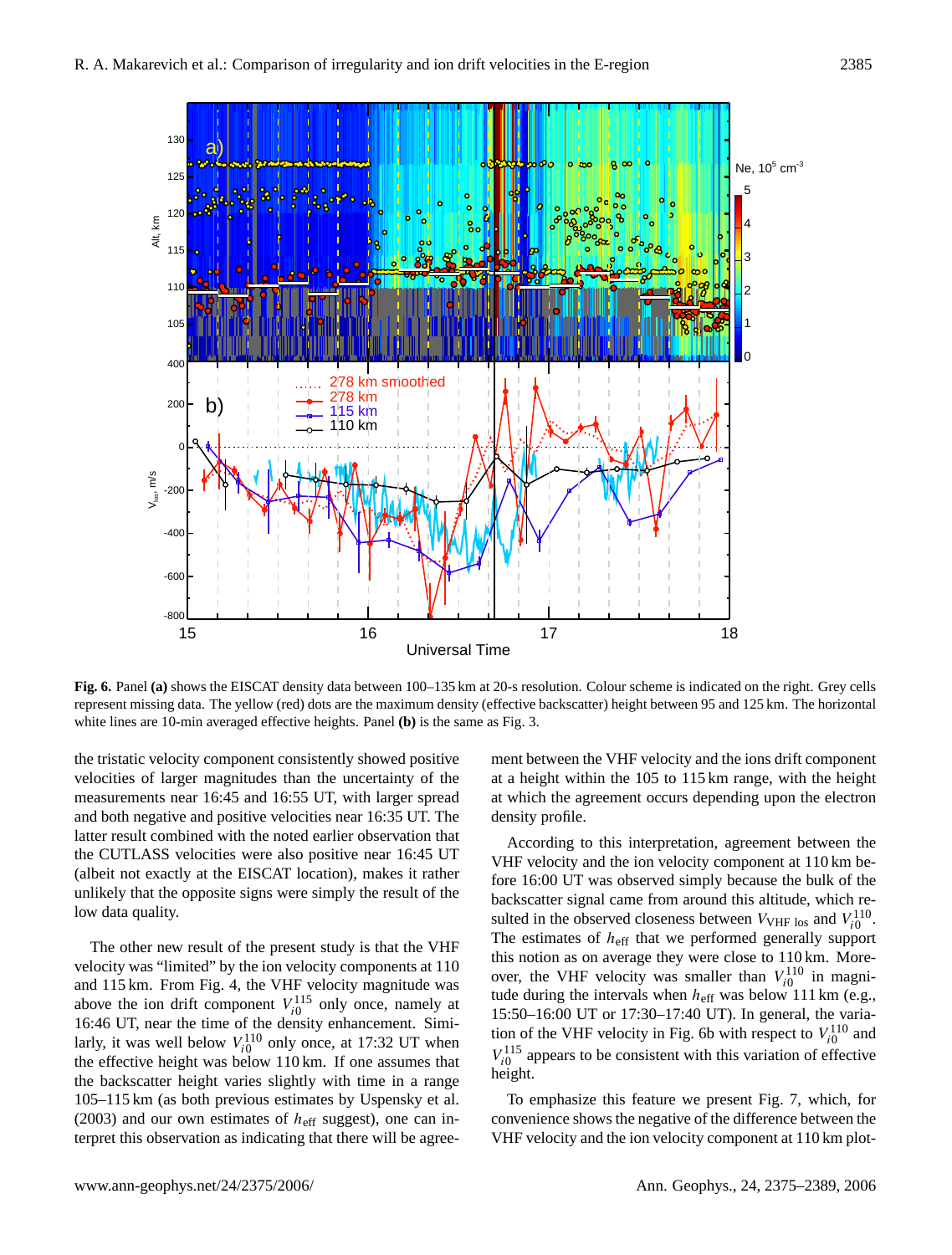**Fig. 6.** Panel **(a)** shows the EISCAT density data between 100–135 km at 20-s resolution. Colour scheme is indicated on the right. Grey cells represent missing data. The yellow (red) dots are the maximum density (effective backscatter) height between 95 and 125 km. The horizontal white lines are 10-min averaged effective heights. Panel **(b)** is the same as Fig. 3.

the tristatic velocity component consistently showed positive velocities of larger magnitudes than the uncertainty of the measurements near 16:45 and 16:55 UT, with larger spread and both negative and positive velocities near 16:35 UT. The latter result combined with the noted earlier observation that the CUTLASS velocities were also positive near 16:45 UT (albeit not exactly at the EISCAT location), makes it rather unlikely that the opposite signs were simply the result of the low data quality.

The other new result of the present study is that the VHF velocity was "limited" by the ion velocity components at 110 and 115 km. From Fig. 4, the VHF velocity magnitude was above the ion drift component $V_{i0}^{115}$ only once, namely at 16:46 UT, near the time of the density enhancement. Similarly, it was well below $V_{i0}^{110}$ only once, at 17:32 UT when the effective height was below 110 km. If one assumes that the backscatter height varies slightly with time in a range 105–115 km (as both previous estimates by Uspensky et al. (2003) and our own estimates of $h_{\mathrm{eff}}$ suggest), one can interpret this observation as indicating that there will be agreement between the VHF velocity and the ions drift component at a height within the 105 to 115 km range, with the height at which the agreement occurs depending upon the electron density profile.

According to this interpretation, agreement between the VHF velocity and the ion velocity component at 110 km before 16:00 UT was observed simply because the bulk of the backscatter signal came from around this altitude, which resulted in the observed closeness between $V_{\mathrm{VHF\ los}}$ and $V_{i0}^{110}$. The estimates of $h_{\mathrm{eff}}$ that we performed generally support this notion as on average they were close to 110 km. Moreover, the VHF velocity was smaller than $V_{i0}^{110}$ in magnitude during the intervals when $h_{\mathrm{eff}}$ was below 111 km (e.g., 15:50–16:00 UT or 17:30–17:40 UT). In general, the variation of the VHF velocity in Fig. 6b with respect to $V_{i0}^{110}$ and $V_{i0}^{115}$ appears to be consistent with this variation of effective height.

To emphasize this feature we present Fig. 7, which, for convenience shows the negative of the difference between the VHF velocity and the ion velocity component at 110 km plot-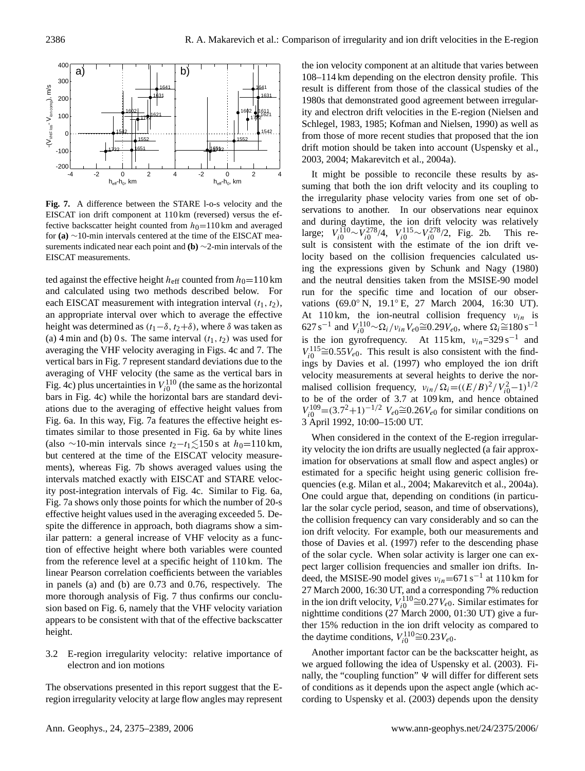**Fig. 7.** A difference between the STARE l-o-s velocity and the EISCAT ion drift component at 110 km (reversed) versus the effective backscatter height counted from $h_0$=110 km and averaged for **(a)** ∼10-min intervals centered at the time of the EISCAT measurements indicated near each point and **(b)** ∼2-min intervals of the EISCAT measurements.

ted against the effective height $h_{\text{eff}}$ counted from $h_0$=110 km and calculated using two methods described below. For each EISCAT measurement with integration interval $(t_1, t_2)$, an appropriate interval over which to average the effective height was determined as $(t_1-\delta, t_2+\delta)$, where $\delta$ was taken as (a) 4 min and (b) 0 s. The same interval $(t_1, t_2)$ was used for averaging the VHF velocity averaging in Figs. 4c and 7. The vertical bars in Fig. 7 represent standard deviations due to the averaging of VHF velocity (the same as the vertical bars in Fig. 4c) plus uncertainties in $V_{i0}^{110}$ (the same as the horizontal bars in Fig. 4c) while the horizontal bars are standard deviations due to the averaging of effective height values from Fig. 6a. In this way, Fig. 7a features the effective height estimates similar to those presented in Fig. 6a by white lines (also ∼10-min intervals since $t_2-t_1 \lesssim 150$ s at $h_0$=110 km, but centered at the time of the EISCAT velocity measurements), whereas Fig. 7b shows averaged values using the intervals matched exactly with EISCAT and STARE velocity post-integration intervals of Fig. 4c. Similar to Fig. 6a, Fig. 7a shows only those points for which the number of 20-s effective height values used in the averaging exceeded 5. Despite the difference in approach, both diagrams show a similar pattern: a general increase of VHF velocity as a function of effective height where both variables were counted from the reference level at a specific height of 110 km. The linear Pearson correlation coefficients between the variables in panels (a) and (b) are 0.73 and 0.76, respectively. The more thorough analysis of Fig. 7 thus confirms our conclusion based on Fig. 6, namely that the VHF velocity variation appears to be consistent with that of the effective backscatter height.

### 3.2 E-region irregularity velocity: relative importance of electron and ion motions

The observations presented in this report suggest that the E-region irregularity velocity at large flow angles may represent the ion velocity component at an altitude that varies between 108–114 km depending on the electron density profile. This result is different from those of the classical studies of the 1980s that demonstrated good agreement between irregularity and electron drift velocities in the E-region (Nielsen and Schlegel, 1983, 1985; Kofman and Nielsen, 1990) as well as from those of more recent studies that proposed that the ion drift motion should be taken into account (Uspensky et al., 2003, 2004; Makarevitch et al., 2004a).

It might be possible to reconcile these results by assuming that both the ion drift velocity and its coupling to the irregularity phase velocity varies from one set of observations to another. In our observations near equinox and during daytime, the ion drift velocity was relatively large; $V_{i0}^{110} \sim V_{i0}^{278}/4$, $V_{i0}^{115} \sim V_{i0}^{278}/2$, Fig. 2b. This result is consistent with the estimate of the ion drift velocity based on the collision frequencies calculated using the expressions given by Schunk and Nagy (1980) and the neutral densities taken from the MSISE-90 model run for the specific time and location of our observations (69.0° N, 19.1° E, 27 March 2004, 16:30 UT). At 110 km, the ion-neutral collision frequency $\nu_{in}$ is 627 s$^{-1}$ and $V_{i0}^{110} \sim \Omega_i/\nu_{in} V_{e0} \cong 0.29 V_{e0}$, where $\Omega_i \cong 180$ s$^{-1}$ is the ion gyrofrequency. At 115 km, $\nu_{in}$=329 s$^{-1}$ and $V_{i0}^{115} \cong 0.55 V_{e0}$. This result is also consistent with the findings by Davies et al. (1997) who employed the ion drift velocity measurements at several heights to derive the normalised collision frequency, $\nu_{in}/\Omega_i = ((E/B)^2/V_{i0}^2 - 1)^{1/2}$ to be of the order of 3.7 at 109 km, and hence obtained $V_{i0}^{109} = (3.7^2+1)^{-1/2}\ V_{e0} \cong 0.26 V_{e0}$ for similar conditions on 3 April 1992, 10:00–15:00 UT.

When considered in the context of the E-region irregularity velocity the ion drifts are usually neglected (a fair approximation for observations at small flow and aspect angles) or estimated for a specific height using generic collision frequencies (e.g. Milan et al., 2004; Makarevitch et al., 2004a). One could argue that, depending on conditions (in particular the solar cycle period, season, and time of observations), the collision frequency can vary considerably and so can the ion drift velocity. For example, both our measurements and those of Davies et al. (1997) refer to the descending phase of the solar cycle. When solar activity is larger one can expect larger collision frequencies and smaller ion drifts. Indeed, the MSISE-90 model gives $\nu_{in}$=671 s$^{-1}$ at 110 km for 27 March 2000, 16:30 UT, and a corresponding 7% reduction in the ion drift velocity, $V_{i0}^{110} \cong 0.27 V_{e0}$. Similar estimates for nighttime conditions (27 March 2000, 01:30 UT) give a further 15% reduction in the ion drift velocity as compared to the daytime conditions, $V_{i0}^{110} \cong 0.23 V_{e0}$.

Another important factor can be the backscatter height, as we argued following the idea of Uspensky et al. (2003). Finally, the "coupling function" $\Psi$ will differ for different sets of conditions as it depends upon the aspect angle (which according to Uspensky et al. (2003) depends upon the density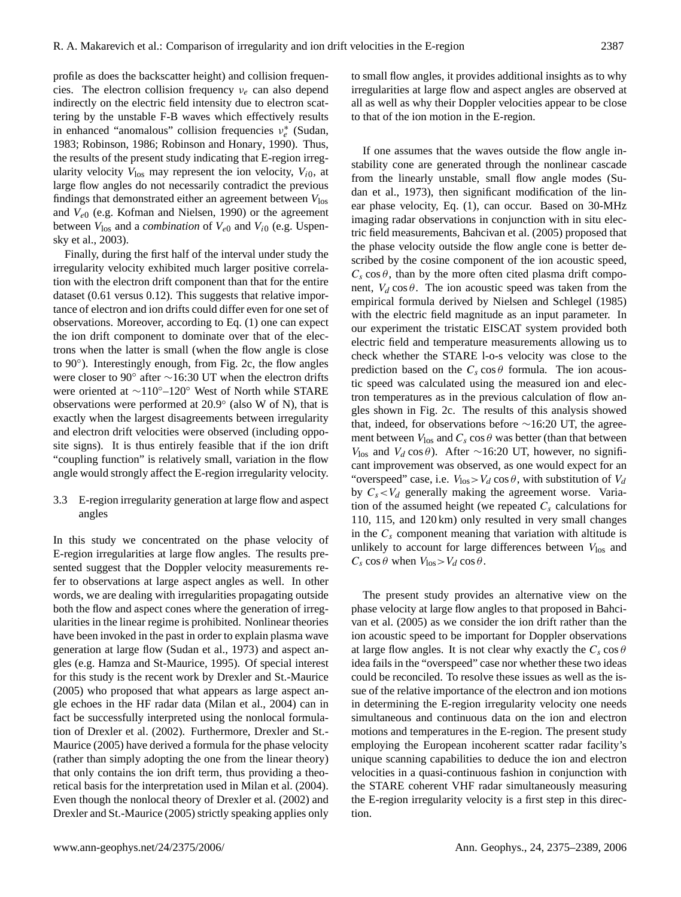profile as does the backscatter height) and collision frequencies. The electron collision frequency $\nu_e$ can also depend indirectly on the electric field intensity due to electron scattering by the unstable F-B waves which effectively results in enhanced "anomalous" collision frequencies $\nu_e^*$ (Sudan, 1983; Robinson, 1986; Robinson and Honary, 1990). Thus, the results of the present study indicating that E-region irregularity velocity $V_{\rm los}$ may represent the ion velocity, $V_{i0}$, at large flow angles do not necessarily contradict the previous findings that demonstrated either an agreement between $V_{\rm los}$ and $V_{e0}$ (e.g. Kofman and Nielsen, 1990) or the agreement between $V_{\rm los}$ and a *combination* of $V_{e0}$ and $V_{i0}$ (e.g. Uspensky et al., 2003).

Finally, during the first half of the interval under study the irregularity velocity exhibited much larger positive correlation with the electron drift component than that for the entire dataset (0.61 versus 0.12). This suggests that relative importance of electron and ion drifts could differ even for one set of observations. Moreover, according to Eq. (1) one can expect the ion drift component to dominate over that of the electrons when the latter is small (when the flow angle is close to 90°). Interestingly enough, from Fig. 2c, the flow angles were closer to 90° after ∼16:30 UT when the electron drifts were oriented at ∼110°–120° West of North while STARE observations were performed at 20.9° (also W of N), that is exactly when the largest disagreements between irregularity and electron drift velocities were observed (including opposite signs). It is thus entirely feasible that if the ion drift "coupling function" is relatively small, variation in the flow angle would strongly affect the E-region irregularity velocity.

### 3.3 E-region irregularity generation at large flow and aspect angles

In this study we concentrated on the phase velocity of E-region irregularities at large flow angles. The results presented suggest that the Doppler velocity measurements refer to observations at large aspect angles as well. In other words, we are dealing with irregularities propagating outside both the flow and aspect cones where the generation of irregularities in the linear regime is prohibited. Nonlinear theories have been invoked in the past in order to explain plasma wave generation at large flow (Sudan et al., 1973) and aspect angles (e.g. Hamza and St-Maurice, 1995). Of special interest for this study is the recent work by Drexler and St.-Maurice (2005) who proposed that what appears as large aspect angle echoes in the HF radar data (Milan et al., 2004) can in fact be successfully interpreted using the nonlocal formulation of Drexler et al. (2002). Furthermore, Drexler and St.-Maurice (2005) have derived a formula for the phase velocity (rather than simply adopting the one from the linear theory) that only contains the ion drift term, thus providing a theoretical basis for the interpretation used in Milan et al. (2004). Even though the nonlocal theory of Drexler et al. (2002) and Drexler and St.-Maurice (2005) strictly speaking applies only to small flow angles, it provides additional insights as to why irregularities at large flow and aspect angles are observed at all as well as why their Doppler velocities appear to be close to that of the ion motion in the E-region.

If one assumes that the waves outside the flow angle instability cone are generated through the nonlinear cascade from the linearly unstable, small flow angle modes (Sudan et al., 1973), then significant modification of the linear phase velocity, Eq. (1), can occur. Based on 30-MHz imaging radar observations in conjunction with in situ electric field measurements, Bahcivan et al. (2005) proposed that the phase velocity outside the flow angle cone is better described by the cosine component of the ion acoustic speed, $C_s \cos\theta$, than by the more often cited plasma drift component, $V_d \cos\theta$. The ion acoustic speed was taken from the empirical formula derived by Nielsen and Schlegel (1985) with the electric field magnitude as an input parameter. In our experiment the tristatic EISCAT system provided both electric field and temperature measurements allowing us to check whether the STARE l-o-s velocity was close to the prediction based on the $C_s \cos\theta$ formula. The ion acoustic speed was calculated using the measured ion and electron temperatures as in the previous calculation of flow angles shown in Fig. 2c. The results of this analysis showed that, indeed, for observations before ∼16:20 UT, the agreement between $V_{\rm los}$ and $C_s \cos\theta$ was better (than that between $V_{\rm los}$ and $V_d \cos\theta$). After ∼16:20 UT, however, no significant improvement was observed, as one would expect for an "overspeed" case, i.e. $V_{\rm los} > V_d \cos\theta$, with substitution of $V_d$ by $C_s < V_d$ generally making the agreement worse. Variation of the assumed height (we repeated $C_s$ calculations for 110, 115, and 120 km) only resulted in very small changes in the $C_s$ component meaning that variation with altitude is unlikely to account for large differences between $V_{\rm los}$ and $C_s \cos\theta$ when $V_{\rm los} > V_d \cos\theta$.

The present study provides an alternative view on the phase velocity at large flow angles to that proposed in Bahcivan et al. (2005) as we consider the ion drift rather than the ion acoustic speed to be important for Doppler observations at large flow angles. It is not clear why exactly the $C_s \cos\theta$ idea fails in the "overspeed" case nor whether these two ideas could be reconciled. To resolve these issues as well as the issue of the relative importance of the electron and ion motions in determining the E-region irregularity velocity one needs simultaneous and continuous data on the ion and electron motions and temperatures in the E-region. The present study employing the European incoherent scatter radar facility's unique scanning capabilities to deduce the ion and electron velocities in a quasi-continuous fashion in conjunction with the STARE coherent VHF radar simultaneously measuring the E-region irregularity velocity is a first step in this direction.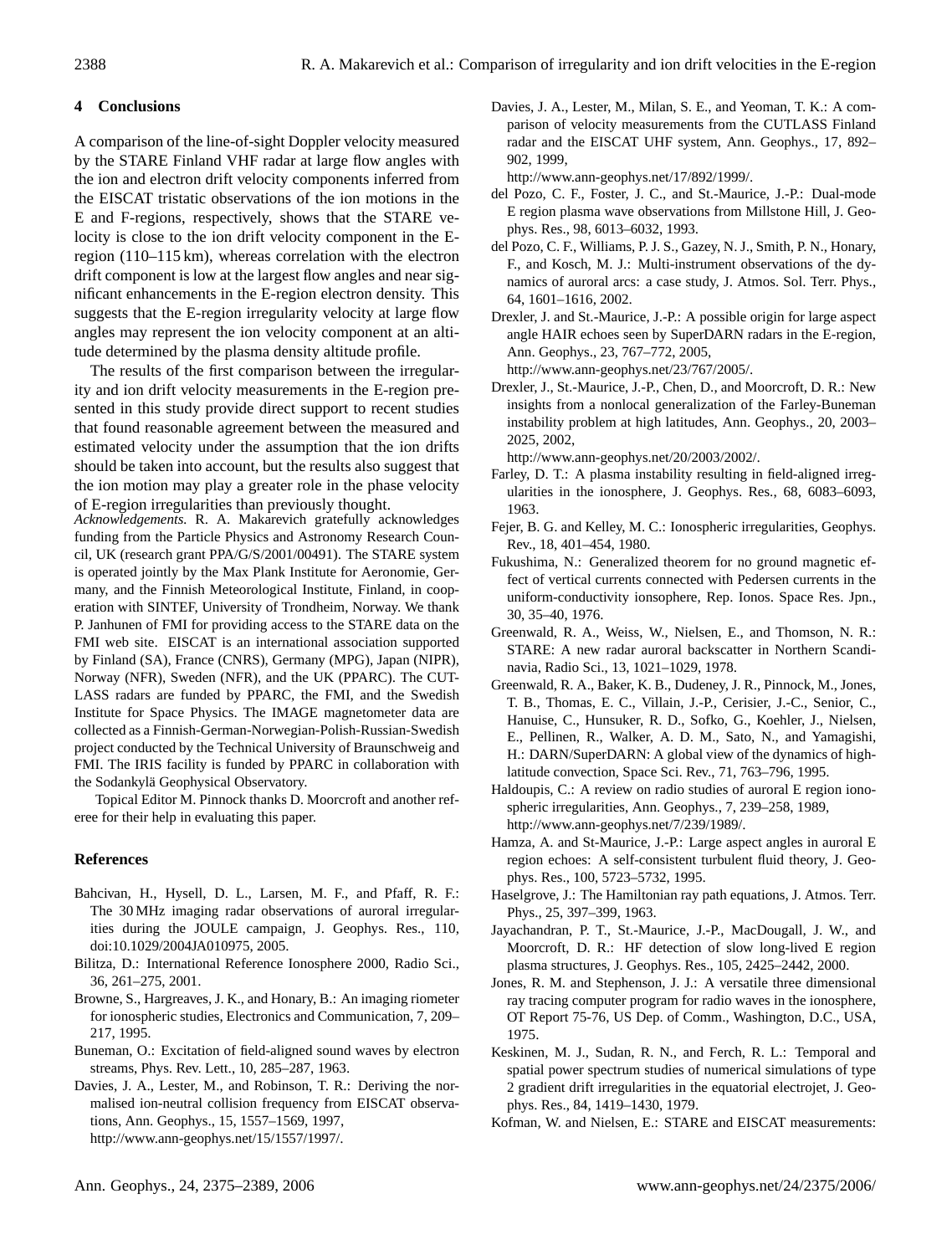## 4 Conclusions

A comparison of the line-of-sight Doppler velocity measured by the STARE Finland VHF radar at large flow angles with the ion and electron drift velocity components inferred from the EISCAT tristatic observations of the ion motions in the E and F-regions, respectively, shows that the STARE velocity is close to the ion drift velocity component in the E-region (110–115 km), whereas correlation with the electron drift component is low at the largest flow angles and near significant enhancements in the E-region electron density. This suggests that the E-region irregularity velocity at large flow angles may represent the ion velocity component at an altitude determined by the plasma density altitude profile.

The results of the first comparison between the irregularity and ion drift velocity measurements in the E-region presented in this study provide direct support to recent studies that found reasonable agreement between the measured and estimated velocity under the assumption that the ion drifts should be taken into account, but the results also suggest that the ion motion may play a greater role in the phase velocity of E-region irregularities than previously thought.

*Acknowledgements.* R. A. Makarevich gratefully acknowledges funding from the Particle Physics and Astronomy Research Council, UK (research grant PPA/G/S/2001/00491). The STARE system is operated jointly by the Max Plank Institute for Aeronomie, Germany, and the Finnish Meteorological Institute, Finland, in cooperation with SINTEF, University of Trondheim, Norway. We thank P. Janhunen of FMI for providing access to the STARE data on the FMI web site. EISCAT is an international association supported by Finland (SA), France (CNRS), Germany (MPG), Japan (NIPR), Norway (NFR), Sweden (NFR), and the UK (PPARC). The CUTLASS radars are funded by PPARC, the FMI, and the Swedish Institute for Space Physics. The IMAGE magnetometer data are collected as a Finnish-German-Norwegian-Polish-Russian-Swedish project conducted by the Technical University of Braunschweig and FMI. The IRIS facility is funded by PPARC in collaboration with the Sodankylä Geophysical Observatory.

Topical Editor M. Pinnock thanks D. Moorcroft and another referee for their help in evaluating this paper.

## References

Bahcivan, H., Hysell, D. L., Larsen, M. F., and Pfaff, R. F.: The 30 MHz imaging radar observations of auroral irregularities during the JOULE campaign, J. Geophys. Res., 110, doi:10.1029/2004JA010975, 2005.

Bilitza, D.: International Reference Ionosphere 2000, Radio Sci., 36, 261–275, 2001.

Browne, S., Hargreaves, J. K., and Honary, B.: An imaging riometer for ionospheric studies, Electronics and Communication, 7, 209–217, 1995.

Buneman, O.: Excitation of field-aligned sound waves by electron streams, Phys. Rev. Lett., 10, 285–287, 1963.

Davies, J. A., Lester, M., and Robinson, T. R.: Deriving the normalised ion-neutral collision frequency from EISCAT observations, Ann. Geophys., 15, 1557–1569, 1997, http://www.ann-geophys.net/15/1557/1997/.

Davies, J. A., Lester, M., Milan, S. E., and Yeoman, T. K.: A comparison of velocity measurements from the CUTLASS Finland radar and the EISCAT UHF system, Ann. Geophys., 17, 892–902, 1999, http://www.ann-geophys.net/17/892/1999/.

del Pozo, C. F., Foster, J. C., and St.-Maurice, J.-P.: Dual-mode E region plasma wave observations from Millstone Hill, J. Geophys. Res., 98, 6013–6032, 1993.

del Pozo, C. F., Williams, P. J. S., Gazey, N. J., Smith, P. N., Honary, F., and Kosch, M. J.: Multi-instrument observations of the dynamics of auroral arcs: a case study, J. Atmos. Sol. Terr. Phys., 64, 1601–1616, 2002.

Drexler, J. and St.-Maurice, J.-P.: A possible origin for large aspect angle HAIR echoes seen by SuperDARN radars in the E-region, Ann. Geophys., 23, 767–772, 2005, http://www.ann-geophys.net/23/767/2005/.

Drexler, J., St.-Maurice, J.-P., Chen, D., and Moorcroft, D. R.: New insights from a nonlocal generalization of the Farley-Buneman instability problem at high latitudes, Ann. Geophys., 20, 2003–2025, 2002, http://www.ann-geophys.net/20/2003/2002/.

Farley, D. T.: A plasma instability resulting in field-aligned irregularities in the ionosphere, J. Geophys. Res., 68, 6083–6093, 1963.

Fejer, B. G. and Kelley, M. C.: Ionospheric irregularities, Geophys. Rev., 18, 401–454, 1980.

Fukushima, N.: Generalized theorem for no ground magnetic effect of vertical currents connected with Pedersen currents in the uniform-conductivity ionsophere, Rep. Ionos. Space Res. Jpn., 30, 35–40, 1976.

Greenwald, R. A., Weiss, W., Nielsen, E., and Thomson, N. R.: STARE: A new radar auroral backscatter in Northern Scandinavia, Radio Sci., 13, 1021–1029, 1978.

Greenwald, R. A., Baker, K. B., Dudeney, J. R., Pinnock, M., Jones, T. B., Thomas, E. C., Villain, J.-P., Cerisier, J.-C., Senior, C., Hanuise, C., Hunsuker, R. D., Sofko, G., Koehler, J., Nielsen, E., Pellinen, R., Walker, A. D. M., Sato, N., and Yamagishi, H.: DARN/SuperDARN: A global view of the dynamics of high-latitude convection, Space Sci. Rev., 71, 763–796, 1995.

Haldoupis, C.: A review on radio studies of auroral E region ionospheric irregularities, Ann. Geophys., 7, 239–258, 1989, http://www.ann-geophys.net/7/239/1989/.

Hamza, A. and St-Maurice, J.-P.: Large aspect angles in auroral E region echoes: A self-consistent turbulent fluid theory, J. Geophys. Res., 100, 5723–5732, 1995.

Haselgrove, J.: The Hamiltonian ray path equations, J. Atmos. Terr. Phys., 25, 397–399, 1963.

Jayachandran, P. T., St.-Maurice, J.-P., MacDougall, J. W., and Moorcroft, D. R.: HF detection of slow long-lived E region plasma structures, J. Geophys. Res., 105, 2425–2442, 2000.

Jones, R. M. and Stephenson, J. J.: A versatile three dimensional ray tracing computer program for radio waves in the ionosphere, OT Report 75-76, US Dep. of Comm., Washington, D.C., USA, 1975.

Keskinen, M. J., Sudan, R. N., and Ferch, R. L.: Temporal and spatial power spectrum studies of numerical simulations of type 2 gradient drift irregularities in the equatorial electrojet, J. Geophys. Res., 84, 1419–1430, 1979.

Kofman, W. and Nielsen, E.: STARE and EISCAT measurements: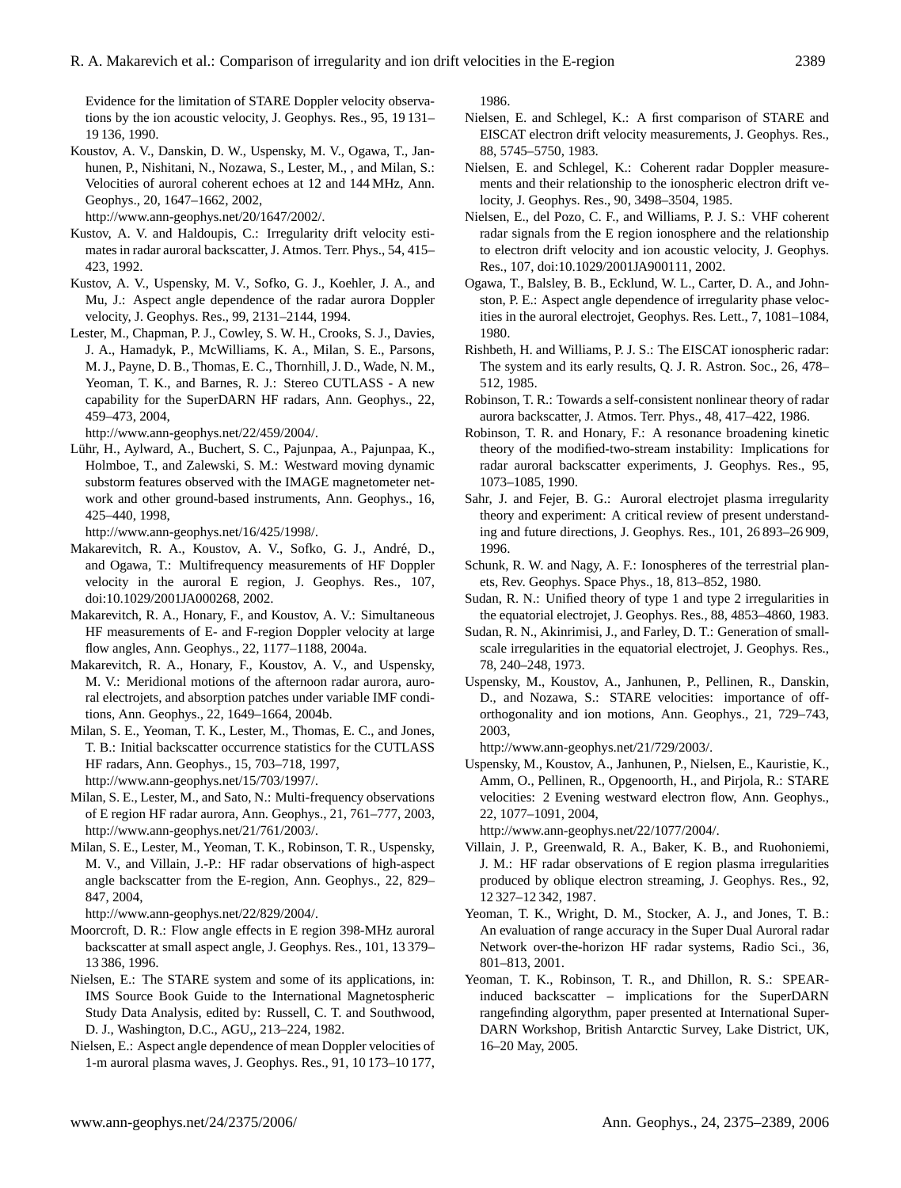Evidence for the limitation of STARE Doppler velocity observations by the ion acoustic velocity, J. Geophys. Res., 95, 19 131–19 136, 1990.

Koustov, A. V., Danskin, D. W., Uspensky, M. V., Ogawa, T., Janhunen, P., Nishitani, N., Nozawa, S., Lester, M., , and Milan, S.: Velocities of auroral coherent echoes at 12 and 144 MHz, Ann. Geophys., 20, 1647–1662, 2002, http://www.ann-geophys.net/20/1647/2002/.

Kustov, A. V. and Haldoupis, C.: Irregularity drift velocity estimates in radar auroral backscatter, J. Atmos. Terr. Phys., 54, 415–423, 1992.

Kustov, A. V., Uspensky, M. V., Sofko, G. J., Koehler, J. A., and Mu, J.: Aspect angle dependence of the radar aurora Doppler velocity, J. Geophys. Res., 99, 2131–2144, 1994.

Lester, M., Chapman, P. J., Cowley, S. W. H., Crooks, S. J., Davies, J. A., Hamadyk, P., McWilliams, K. A., Milan, S. E., Parsons, M. J., Payne, D. B., Thomas, E. C., Thornhill, J. D., Wade, N. M., Yeoman, T. K., and Barnes, R. J.: Stereo CUTLASS - A new capability for the SuperDARN HF radars, Ann. Geophys., 22, 459–473, 2004, http://www.ann-geophys.net/22/459/2004/.

Lühr, H., Aylward, A., Buchert, S. C., Pajunpaa, A., Pajunpaa, K., Holmboe, T., and Zalewski, S. M.: Westward moving dynamic substorm features observed with the IMAGE magnetometer network and other ground-based instruments, Ann. Geophys., 16, 425–440, 1998, http://www.ann-geophys.net/16/425/1998/.

Makarevitch, R. A., Koustov, A. V., Sofko, G. J., André, D., and Ogawa, T.: Multifrequency measurements of HF Doppler velocity in the auroral E region, J. Geophys. Res., 107, doi:10.1029/2001JA000268, 2002.

Makarevitch, R. A., Honary, F., and Koustov, A. V.: Simultaneous HF measurements of E- and F-region Doppler velocity at large flow angles, Ann. Geophys., 22, 1177–1188, 2004a.

Makarevitch, R. A., Honary, F., Koustov, A. V., and Uspensky, M. V.: Meridional motions of the afternoon radar aurora, auroral electrojets, and absorption patches under variable IMF conditions, Ann. Geophys., 22, 1649–1664, 2004b.

Milan, S. E., Yeoman, T. K., Lester, M., Thomas, E. C., and Jones, T. B.: Initial backscatter occurrence statistics for the CUTLASS HF radars, Ann. Geophys., 15, 703–718, 1997, http://www.ann-geophys.net/15/703/1997/.

Milan, S. E., Lester, M., and Sato, N.: Multi-frequency observations of E region HF radar aurora, Ann. Geophys., 21, 761–777, 2003, http://www.ann-geophys.net/21/761/2003/.

Milan, S. E., Lester, M., Yeoman, T. K., Robinson, T. R., Uspensky, M. V., and Villain, J.-P.: HF radar observations of high-aspect angle backscatter from the E-region, Ann. Geophys., 22, 829–847, 2004, http://www.ann-geophys.net/22/829/2004/.

Moorcroft, D. R.: Flow angle effects in E region 398-MHz auroral backscatter at small aspect angle, J. Geophys. Res., 101, 13 379–13 386, 1996.

Nielsen, E.: The STARE system and some of its applications, in: IMS Source Book Guide to the International Magnetospheric Study Data Analysis, edited by: Russell, C. T. and Southwood, D. J., Washington, D.C., AGU,, 213–224, 1982.

Nielsen, E.: Aspect angle dependence of mean Doppler velocities of 1-m auroral plasma waves, J. Geophys. Res., 91, 10 173–10 177, 1986.

Nielsen, E. and Schlegel, K.: A first comparison of STARE and EISCAT electron drift velocity measurements, J. Geophys. Res., 88, 5745–5750, 1983.

Nielsen, E. and Schlegel, K.: Coherent radar Doppler measurements and their relationship to the ionospheric electron drift velocity, J. Geophys. Res., 90, 3498–3504, 1985.

Nielsen, E., del Pozo, C. F., and Williams, P. J. S.: VHF coherent radar signals from the E region ionosphere and the relationship to electron drift velocity and ion acoustic velocity, J. Geophys. Res., 107, doi:10.1029/2001JA900111, 2002.

Ogawa, T., Balsley, B. B., Ecklund, W. L., Carter, D. A., and Johnston, P. E.: Aspect angle dependence of irregularity phase velocities in the auroral electrojet, Geophys. Res. Lett., 7, 1081–1084, 1980.

Rishbeth, H. and Williams, P. J. S.: The EISCAT ionospheric radar: The system and its early results, Q. J. R. Astron. Soc., 26, 478–512, 1985.

Robinson, T. R.: Towards a self-consistent nonlinear theory of radar aurora backscatter, J. Atmos. Terr. Phys., 48, 417–422, 1986.

Robinson, T. R. and Honary, F.: A resonance broadening kinetic theory of the modified-two-stream instability: Implications for radar auroral backscatter experiments, J. Geophys. Res., 95, 1073–1085, 1990.

Sahr, J. and Fejer, B. G.: Auroral electrojet plasma irregularity theory and experiment: A critical review of present understanding and future directions, J. Geophys. Res., 101, 26 893–26 909, 1996.

Schunk, R. W. and Nagy, A. F.: Ionospheres of the terrestrial planets, Rev. Geophys. Space Phys., 18, 813–852, 1980.

Sudan, R. N.: Unified theory of type 1 and type 2 irregularities in the equatorial electrojet, J. Geophys. Res., 88, 4853–4860, 1983.

Sudan, R. N., Akinrimisi, J., and Farley, D. T.: Generation of small-scale irregularities in the equatorial electrojet, J. Geophys. Res., 78, 240–248, 1973.

Uspensky, M., Koustov, A., Janhunen, P., Pellinen, R., Danskin, D., and Nozawa, S.: STARE velocities: importance of off-orthogonality and ion motions, Ann. Geophys., 21, 729–743, 2003, http://www.ann-geophys.net/21/729/2003/.

Uspensky, M., Koustov, A., Janhunen, P., Nielsen, E., Kauristie, K., Amm, O., Pellinen, R., Opgenoorth, H., and Pirjola, R.: STARE velocities: 2 Evening westward electron flow, Ann. Geophys., 22, 1077–1091, 2004, http://www.ann-geophys.net/22/1077/2004/.

Villain, J. P., Greenwald, R. A., Baker, K. B., and Ruohoniemi, J. M.: HF radar observations of E region plasma irregularities produced by oblique electron streaming, J. Geophys. Res., 92, 12 327–12 342, 1987.

Yeoman, T. K., Wright, D. M., Stocker, A. J., and Jones, T. B.: An evaluation of range accuracy in the Super Dual Auroral radar Network over-the-horizon HF radar systems, Radio Sci., 36, 801–813, 2001.

Yeoman, T. K., Robinson, T. R., and Dhillon, R. S.: SPEAR-induced backscatter – implications for the SuperDARN rangefinding algorythm, paper presented at International SuperDARN Workshop, British Antarctic Survey, Lake District, UK, 16–20 May, 2005.